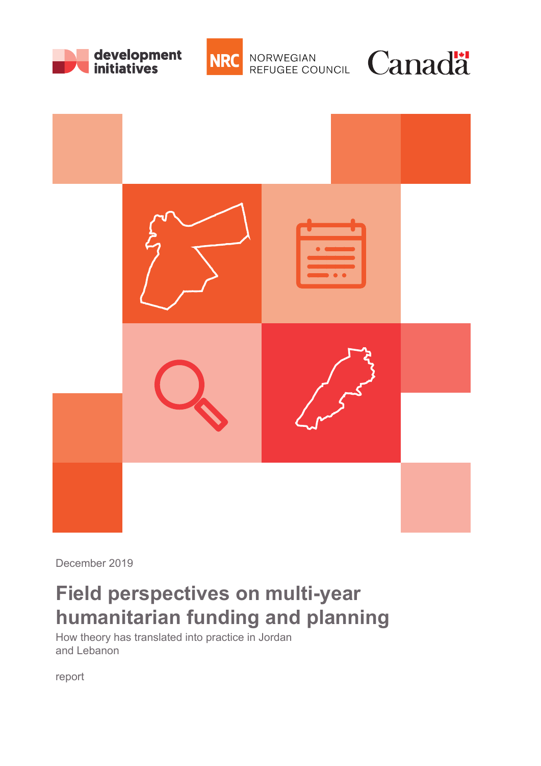development initiatives

NRC NORWEGIAN REFUGEE COUNCIL

Canada

December 2019

# Field perspectives on multi-year humanitarian funding and planning

How theory has translated into practice in Jordan and Lebanon

report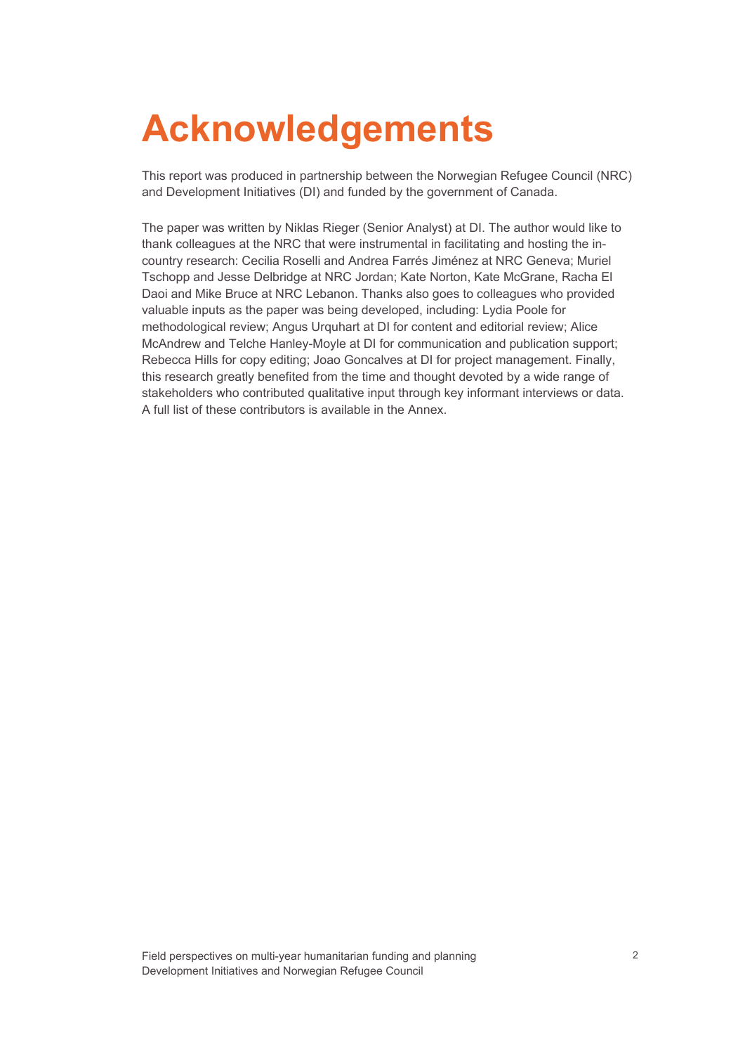# Acknowledgements

This report was produced in partnership between the Norwegian Refugee Council (NRC) and Development Initiatives (DI) and funded by the government of Canada.

The paper was written by Niklas Rieger (Senior Analyst) at DI. The author would like to thank colleagues at the NRC that were instrumental in facilitating and hosting the in-country research: Cecilia Roselli and Andrea Farrés Jiménez at NRC Geneva; Muriel Tschopp and Jesse Delbridge at NRC Jordan; Kate Norton, Kate McGrane, Racha El Daoi and Mike Bruce at NRC Lebanon. Thanks also goes to colleagues who provided valuable inputs as the paper was being developed, including: Lydia Poole for methodological review; Angus Urquhart at DI for content and editorial review; Alice McAndrew and Telche Hanley-Moyle at DI for communication and publication support; Rebecca Hills for copy editing; Joao Goncalves at DI for project management. Finally, this research greatly benefited from the time and thought devoted by a wide range of stakeholders who contributed qualitative input through key informant interviews or data. A full list of these contributors is available in the Annex.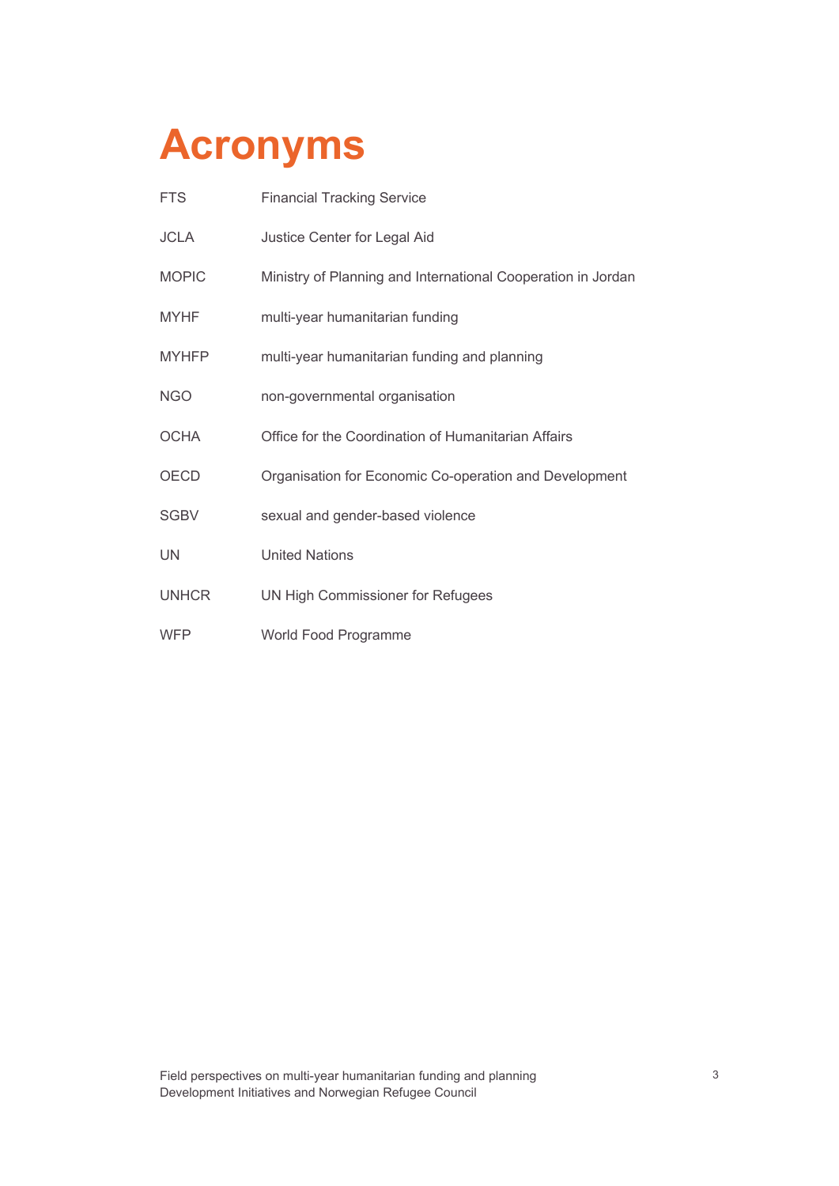# Acronyms

| | |
|---|---|
| FTS | Financial Tracking Service |
| JCLA | Justice Center for Legal Aid |
| MOPIC | Ministry of Planning and International Cooperation in Jordan |
| MYHF | multi-year humanitarian funding |
| MYHFP | multi-year humanitarian funding and planning |
| NGO | non-governmental organisation |
| OCHA | Office for the Coordination of Humanitarian Affairs |
| OECD | Organisation for Economic Co-operation and Development |
| SGBV | sexual and gender-based violence |
| UN | United Nations |
| UNHCR | UN High Commissioner for Refugees |
| WFP | World Food Programme |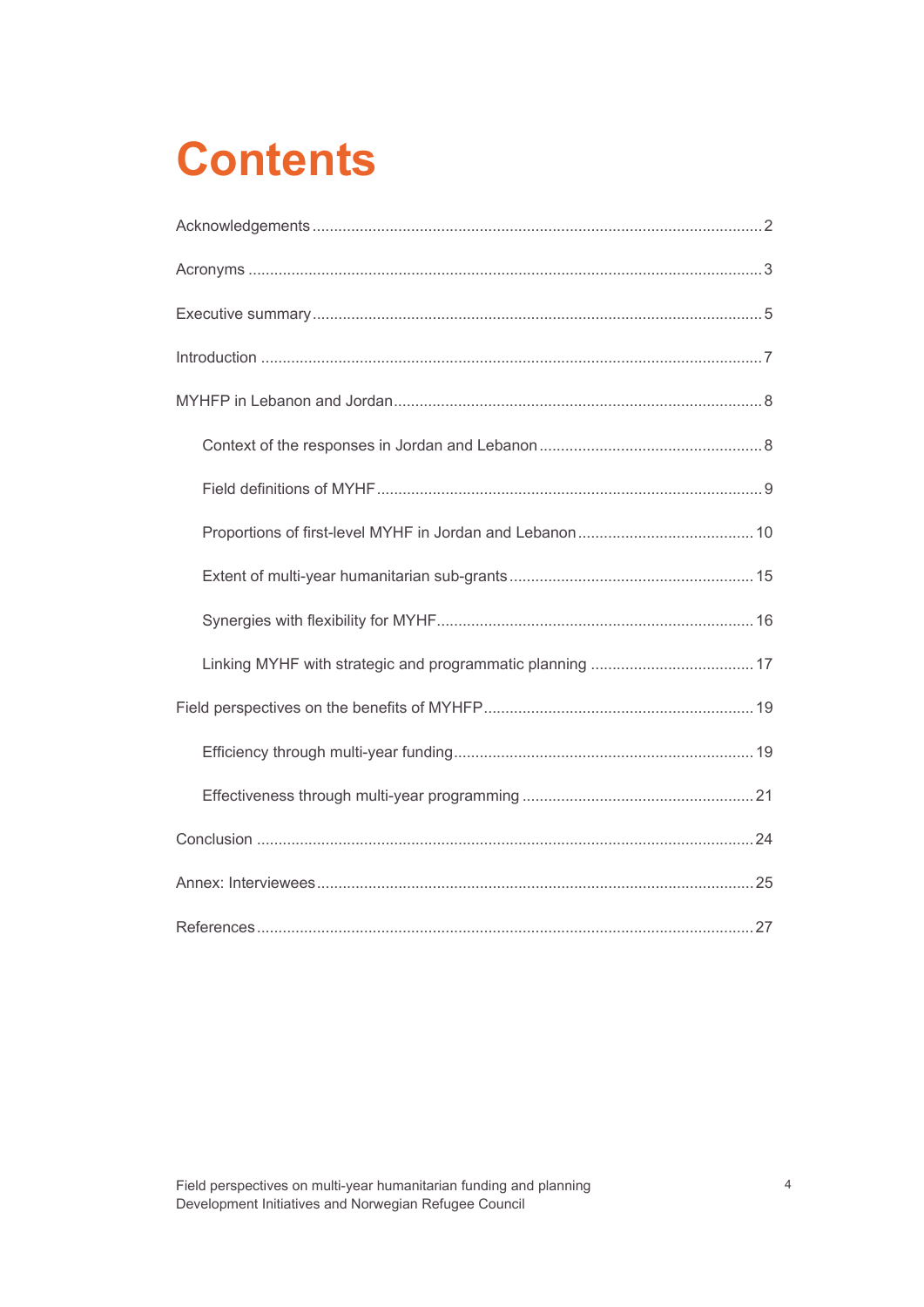# Contents

- Acknowledgements ........ 2
- Acronyms ........ 3
- Executive summary ........ 5
- Introduction ........ 7
- MYHFP in Lebanon and Jordan ........ 8
  - Context of the responses in Jordan and Lebanon ........ 8
  - Field definitions of MYHF ........ 9
  - Proportions of first-level MYHF in Jordan and Lebanon ........ 10
  - Extent of multi-year humanitarian sub-grants ........ 15
  - Synergies with flexibility for MYHF ........ 16
  - Linking MYHF with strategic and programmatic planning ........ 17
- Field perspectives on the benefits of MYHFP ........ 19
  - Efficiency through multi-year funding ........ 19
  - Effectiveness through multi-year programming ........ 21
- Conclusion ........ 24
- Annex: Interviewees ........ 25
- References ........ 27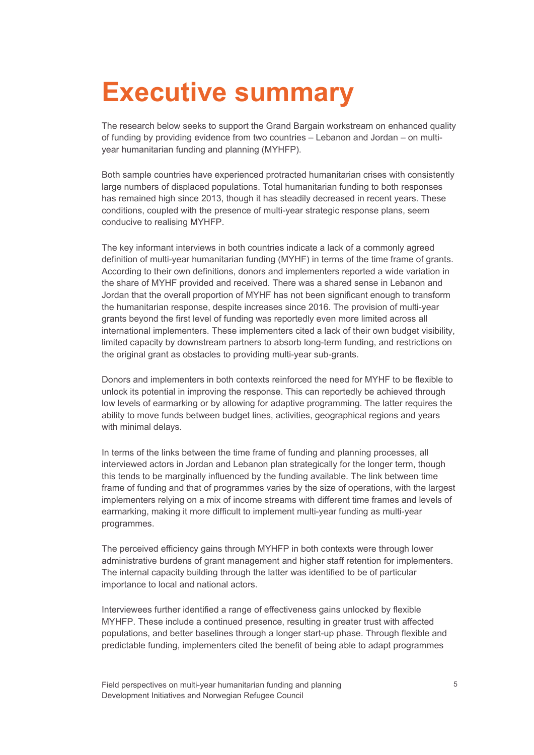# Executive summary

The research below seeks to support the Grand Bargain workstream on enhanced quality of funding by providing evidence from two countries – Lebanon and Jordan – on multi-year humanitarian funding and planning (MYHFP).

Both sample countries have experienced protracted humanitarian crises with consistently large numbers of displaced populations. Total humanitarian funding to both responses has remained high since 2013, though it has steadily decreased in recent years. These conditions, coupled with the presence of multi-year strategic response plans, seem conducive to realising MYHFP.

The key informant interviews in both countries indicate a lack of a commonly agreed definition of multi-year humanitarian funding (MYHF) in terms of the time frame of grants. According to their own definitions, donors and implementers reported a wide variation in the share of MYHF provided and received. There was a shared sense in Lebanon and Jordan that the overall proportion of MYHF has not been significant enough to transform the humanitarian response, despite increases since 2016. The provision of multi-year grants beyond the first level of funding was reportedly even more limited across all international implementers. These implementers cited a lack of their own budget visibility, limited capacity by downstream partners to absorb long-term funding, and restrictions on the original grant as obstacles to providing multi-year sub-grants.

Donors and implementers in both contexts reinforced the need for MYHF to be flexible to unlock its potential in improving the response. This can reportedly be achieved through low levels of earmarking or by allowing for adaptive programming. The latter requires the ability to move funds between budget lines, activities, geographical regions and years with minimal delays.

In terms of the links between the time frame of funding and planning processes, all interviewed actors in Jordan and Lebanon plan strategically for the longer term, though this tends to be marginally influenced by the funding available. The link between time frame of funding and that of programmes varies by the size of operations, with the largest implementers relying on a mix of income streams with different time frames and levels of earmarking, making it more difficult to implement multi-year funding as multi-year programmes.

The perceived efficiency gains through MYHFP in both contexts were through lower administrative burdens of grant management and higher staff retention for implementers. The internal capacity building through the latter was identified to be of particular importance to local and national actors.

Interviewees further identified a range of effectiveness gains unlocked by flexible MYHFP. These include a continued presence, resulting in greater trust with affected populations, and better baselines through a longer start-up phase. Through flexible and predictable funding, implementers cited the benefit of being able to adapt programmes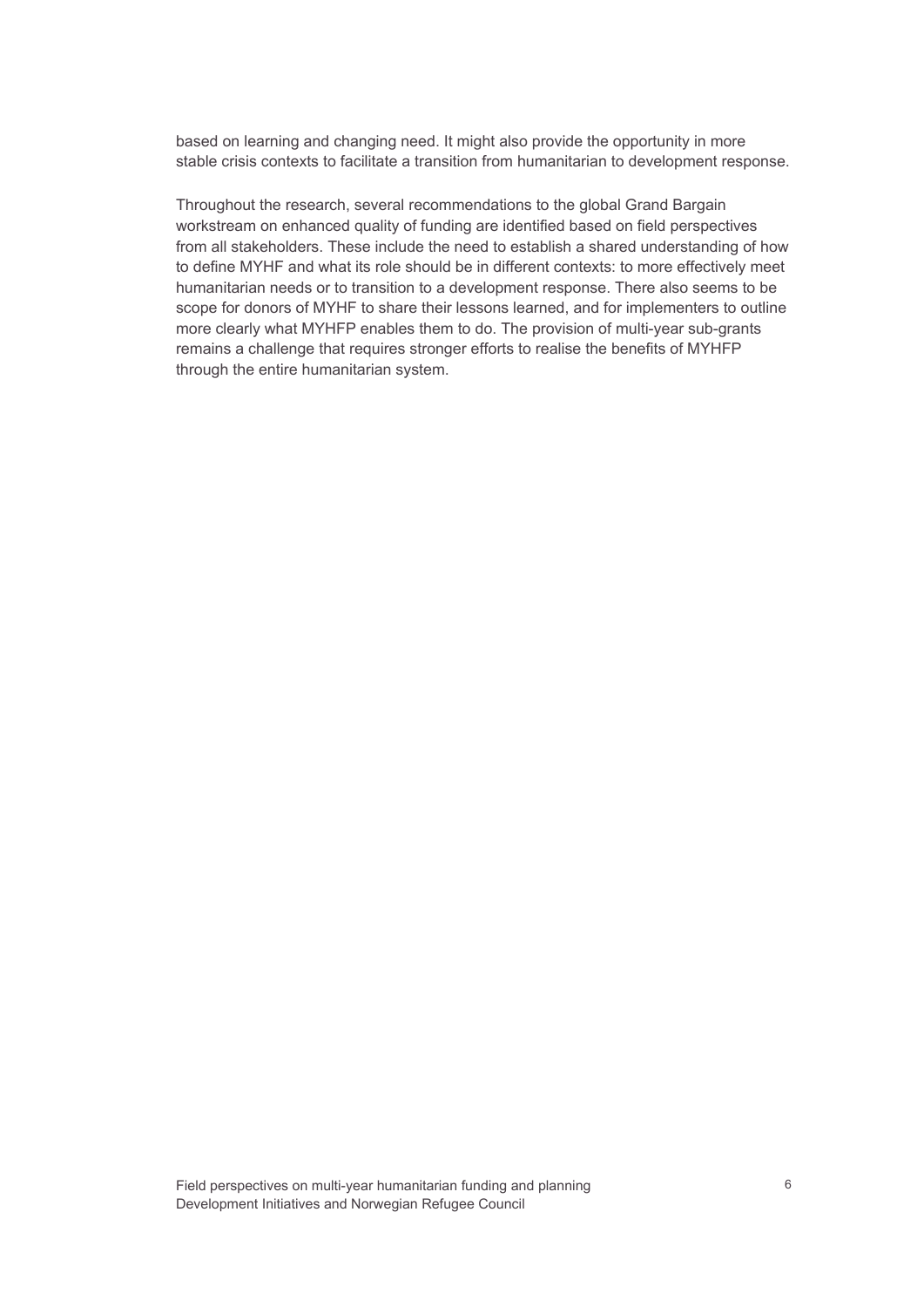based on learning and changing need. It might also provide the opportunity in more stable crisis contexts to facilitate a transition from humanitarian to development response.

Throughout the research, several recommendations to the global Grand Bargain workstream on enhanced quality of funding are identified based on field perspectives from all stakeholders. These include the need to establish a shared understanding of how to define MYHF and what its role should be in different contexts: to more effectively meet humanitarian needs or to transition to a development response. There also seems to be scope for donors of MYHF to share their lessons learned, and for implementers to outline more clearly what MYHFP enables them to do. The provision of multi-year sub-grants remains a challenge that requires stronger efforts to realise the benefits of MYHFP through the entire humanitarian system.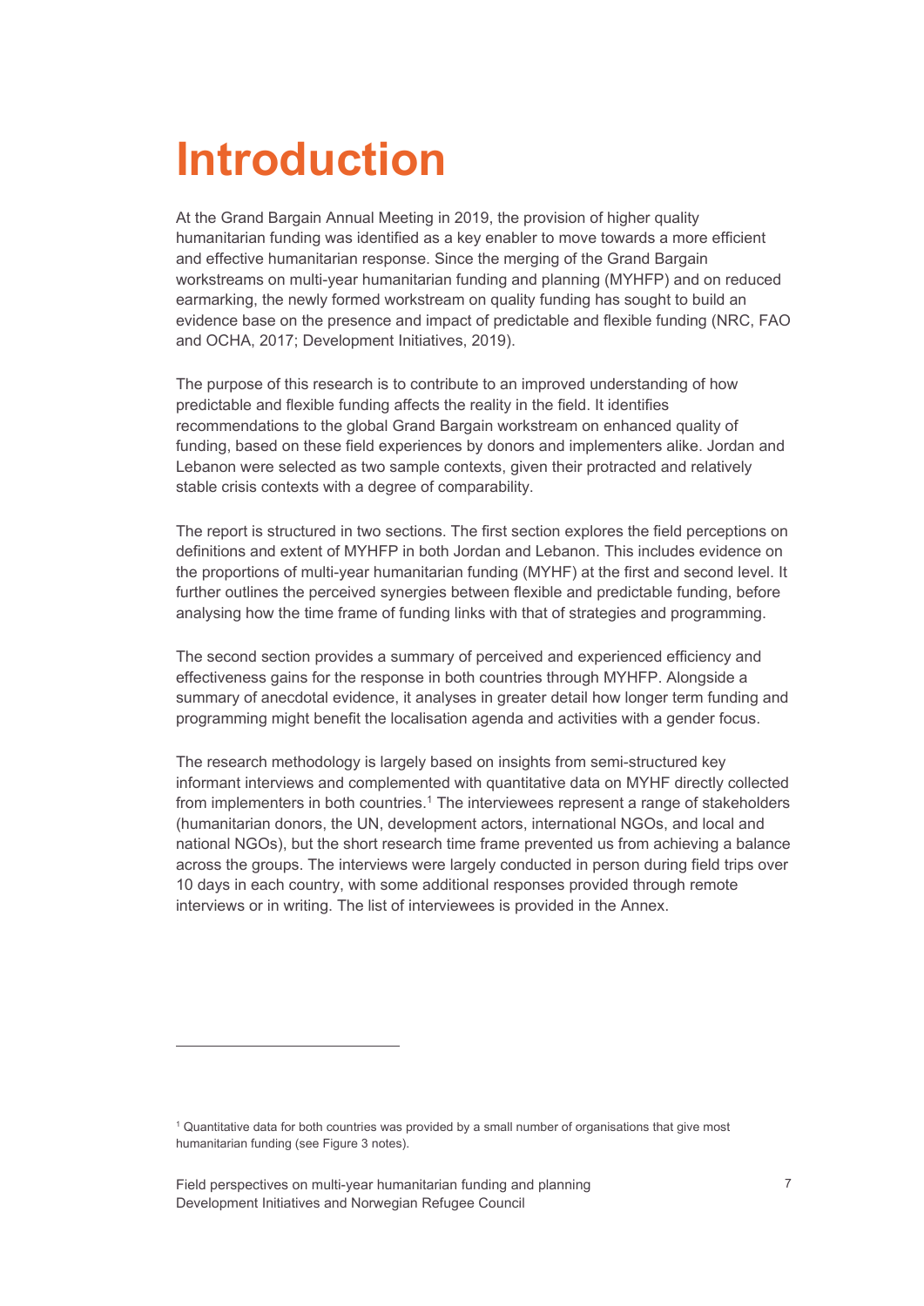# Introduction

At the Grand Bargain Annual Meeting in 2019, the provision of higher quality humanitarian funding was identified as a key enabler to move towards a more efficient and effective humanitarian response. Since the merging of the Grand Bargain workstreams on multi-year humanitarian funding and planning (MYHFP) and on reduced earmarking, the newly formed workstream on quality funding has sought to build an evidence base on the presence and impact of predictable and flexible funding (NRC, FAO and OCHA, 2017; Development Initiatives, 2019).

The purpose of this research is to contribute to an improved understanding of how predictable and flexible funding affects the reality in the field. It identifies recommendations to the global Grand Bargain workstream on enhanced quality of funding, based on these field experiences by donors and implementers alike. Jordan and Lebanon were selected as two sample contexts, given their protracted and relatively stable crisis contexts with a degree of comparability.

The report is structured in two sections. The first section explores the field perceptions on definitions and extent of MYHFP in both Jordan and Lebanon. This includes evidence on the proportions of multi-year humanitarian funding (MYHF) at the first and second level. It further outlines the perceived synergies between flexible and predictable funding, before analysing how the time frame of funding links with that of strategies and programming.

The second section provides a summary of perceived and experienced efficiency and effectiveness gains for the response in both countries through MYHFP. Alongside a summary of anecdotal evidence, it analyses in greater detail how longer term funding and programming might benefit the localisation agenda and activities with a gender focus.

The research methodology is largely based on insights from semi-structured key informant interviews and complemented with quantitative data on MYHF directly collected from implementers in both countries.[1] The interviewees represent a range of stakeholders (humanitarian donors, the UN, development actors, international NGOs, and local and national NGOs), but the short research time frame prevented us from achieving a balance across the groups. The interviews were largely conducted in person during field trips over 10 days in each country, with some additional responses provided through remote interviews or in writing. The list of interviewees is provided in the Annex.

[1] Quantitative data for both countries was provided by a small number of organisations that give most humanitarian funding (see Figure 3 notes).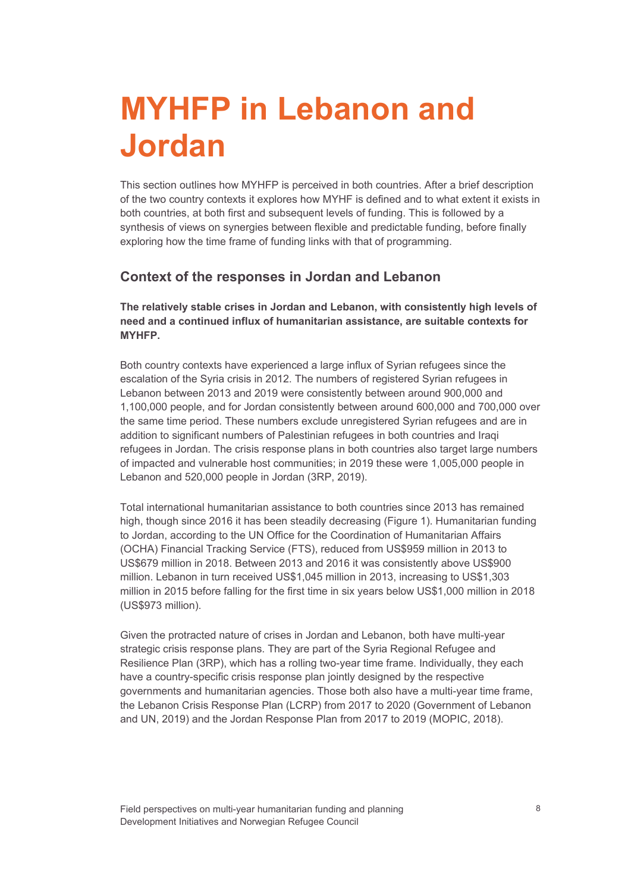# MYHFP in Lebanon and Jordan

This section outlines how MYHFP is perceived in both countries. After a brief description of the two country contexts it explores how MYHF is defined and to what extent it exists in both countries, at both first and subsequent levels of funding. This is followed by a synthesis of views on synergies between flexible and predictable funding, before finally exploring how the time frame of funding links with that of programming.

## Context of the responses in Jordan and Lebanon

**The relatively stable crises in Jordan and Lebanon, with consistently high levels of need and a continued influx of humanitarian assistance, are suitable contexts for MYHFP.**

Both country contexts have experienced a large influx of Syrian refugees since the escalation of the Syria crisis in 2012. The numbers of registered Syrian refugees in Lebanon between 2013 and 2019 were consistently between around 900,000 and 1,100,000 people, and for Jordan consistently between around 600,000 and 700,000 over the same time period. These numbers exclude unregistered Syrian refugees and are in addition to significant numbers of Palestinian refugees in both countries and Iraqi refugees in Jordan. The crisis response plans in both countries also target large numbers of impacted and vulnerable host communities; in 2019 these were 1,005,000 people in Lebanon and 520,000 people in Jordan (3RP, 2019).

Total international humanitarian assistance to both countries since 2013 has remained high, though since 2016 it has been steadily decreasing (Figure 1). Humanitarian funding to Jordan, according to the UN Office for the Coordination of Humanitarian Affairs (OCHA) Financial Tracking Service (FTS), reduced from US$959 million in 2013 to US$679 million in 2018. Between 2013 and 2016 it was consistently above US$900 million. Lebanon in turn received US$1,045 million in 2013, increasing to US$1,303 million in 2015 before falling for the first time in six years below US$1,000 million in 2018 (US$973 million).

Given the protracted nature of crises in Jordan and Lebanon, both have multi-year strategic crisis response plans. They are part of the Syria Regional Refugee and Resilience Plan (3RP), which has a rolling two-year time frame. Individually, they each have a country-specific crisis response plan jointly designed by the respective governments and humanitarian agencies. Those both also have a multi-year time frame, the Lebanon Crisis Response Plan (LCRP) from 2017 to 2020 (Government of Lebanon and UN, 2019) and the Jordan Response Plan from 2017 to 2019 (MOPIC, 2018).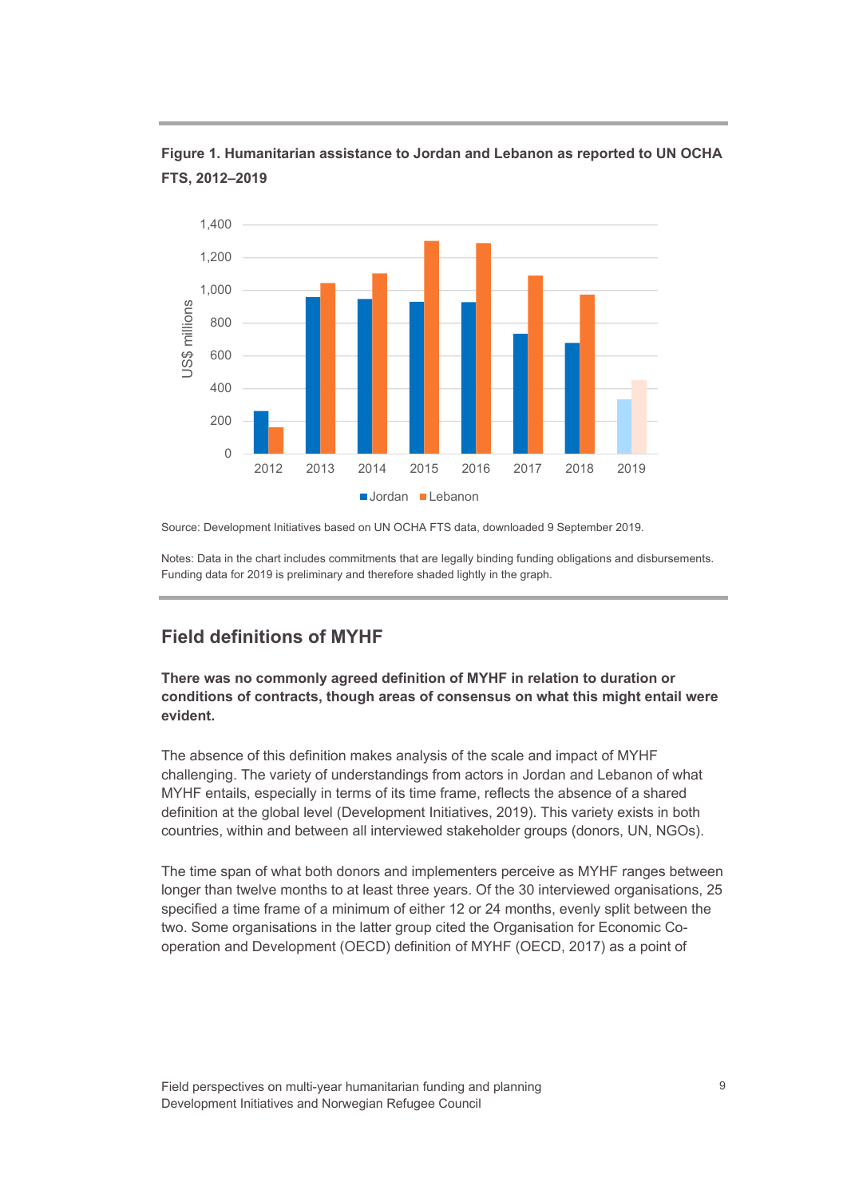**Figure 1. Humanitarian assistance to Jordan and Lebanon as reported to UN OCHA FTS, 2012–2019**

US$ millions

1,400
1,200
1,000
800
600
400
200
0

2012 2013 2014 2015 2016 2017 2018 2019

Jordan Lebanon

Source: Development Initiatives based on UN OCHA FTS data, downloaded 9 September 2019.

Notes: Data in the chart includes commitments that are legally binding funding obligations and disbursements. Funding data for 2019 is preliminary and therefore shaded lightly in the graph.

## Field definitions of MYHF

**There was no commonly agreed definition of MYHF in relation to duration or conditions of contracts, though areas of consensus on what this might entail were evident.**

The absence of this definition makes analysis of the scale and impact of MYHF challenging. The variety of understandings from actors in Jordan and Lebanon of what MYHF entails, especially in terms of its time frame, reflects the absence of a shared definition at the global level (Development Initiatives, 2019). This variety exists in both countries, within and between all interviewed stakeholder groups (donors, UN, NGOs).

The time span of what both donors and implementers perceive as MYHF ranges between longer than twelve months to at least three years. Of the 30 interviewed organisations, 25 specified a time frame of a minimum of either 12 or 24 months, evenly split between the two. Some organisations in the latter group cited the Organisation for Economic Co-operation and Development (OECD) definition of MYHF (OECD, 2017) as a point of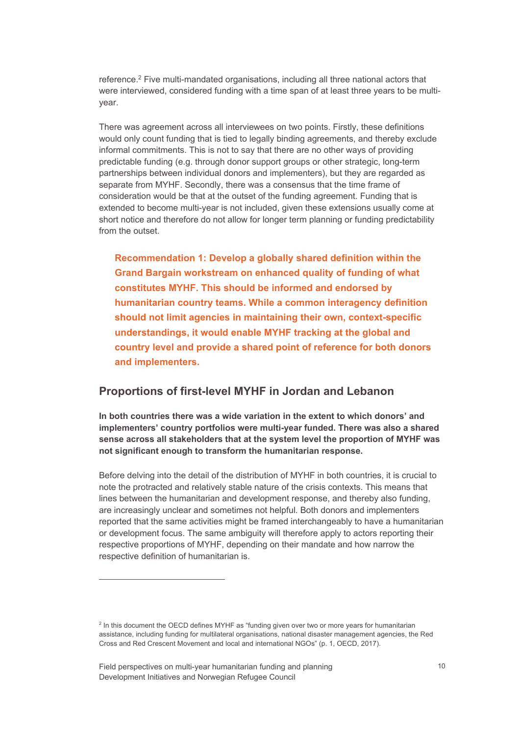reference.[2] Five multi-mandated organisations, including all three national actors that were interviewed, considered funding with a time span of at least three years to be multi-year.

There was agreement across all interviewees on two points. Firstly, these definitions would only count funding that is tied to legally binding agreements, and thereby exclude informal commitments. This is not to say that there are no other ways of providing predictable funding (e.g. through donor support groups or other strategic, long-term partnerships between individual donors and implementers), but they are regarded as separate from MYHF. Secondly, there was a consensus that the time frame of consideration would be that at the outset of the funding agreement. Funding that is extended to become multi-year is not included, given these extensions usually come at short notice and therefore do not allow for longer term planning or funding predictability from the outset.

> **Recommendation 1: Develop a globally shared definition within the Grand Bargain workstream on enhanced quality of funding of what constitutes MYHF. This should be informed and endorsed by humanitarian country teams. While a common interagency definition should not limit agencies in maintaining their own, context-specific understandings, it would enable MYHF tracking at the global and country level and provide a shared point of reference for both donors and implementers.**

## Proportions of first-level MYHF in Jordan and Lebanon

**In both countries there was a wide variation in the extent to which donors' and implementers' country portfolios were multi-year funded. There was also a shared sense across all stakeholders that at the system level the proportion of MYHF was not significant enough to transform the humanitarian response.**

Before delving into the detail of the distribution of MYHF in both countries, it is crucial to note the protracted and relatively stable nature of the crisis contexts. This means that lines between the humanitarian and development response, and thereby also funding, are increasingly unclear and sometimes not helpful. Both donors and implementers reported that the same activities might be framed interchangeably to have a humanitarian or development focus. The same ambiguity will therefore apply to actors reporting their respective proportions of MYHF, depending on their mandate and how narrow the respective definition of humanitarian is.

---

[2] In this document the OECD defines MYHF as "funding given over two or more years for humanitarian assistance, including funding for multilateral organisations, national disaster management agencies, the Red Cross and Red Crescent Movement and local and international NGOs" (p. 1, OECD, 2017).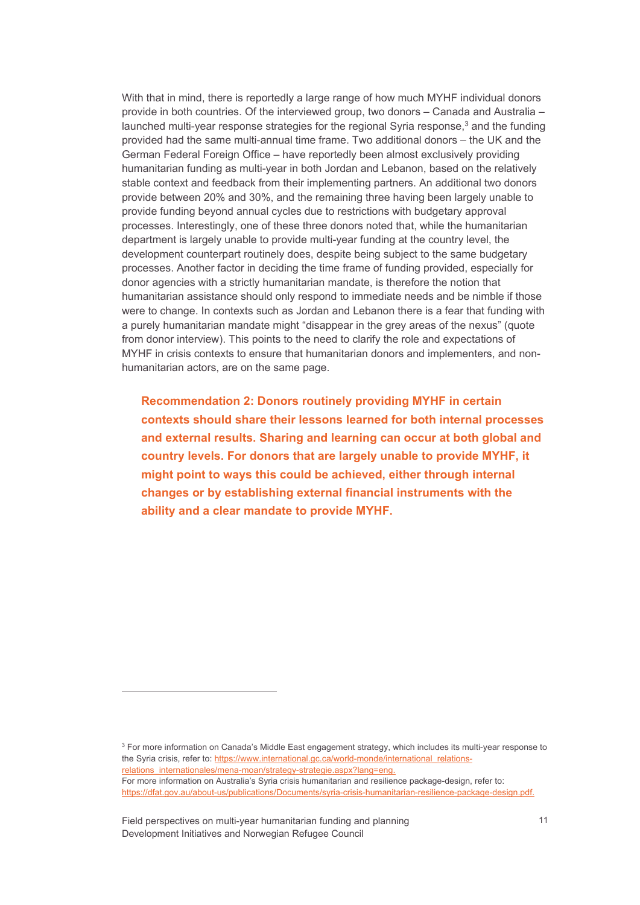With that in mind, there is reportedly a large range of how much MYHF individual donors provide in both countries. Of the interviewed group, two donors – Canada and Australia – launched multi-year response strategies for the regional Syria response,[3] and the funding provided had the same multi-annual time frame. Two additional donors – the UK and the German Federal Foreign Office – have reportedly been almost exclusively providing humanitarian funding as multi-year in both Jordan and Lebanon, based on the relatively stable context and feedback from their implementing partners. An additional two donors provide between 20% and 30%, and the remaining three having been largely unable to provide funding beyond annual cycles due to restrictions with budgetary approval processes. Interestingly, one of these three donors noted that, while the humanitarian department is largely unable to provide multi-year funding at the country level, the development counterpart routinely does, despite being subject to the same budgetary processes. Another factor in deciding the time frame of funding provided, especially for donor agencies with a strictly humanitarian mandate, is therefore the notion that humanitarian assistance should only respond to immediate needs and be nimble if those were to change. In contexts such as Jordan and Lebanon there is a fear that funding with a purely humanitarian mandate might "disappear in the grey areas of the nexus" (quote from donor interview). This points to the need to clarify the role and expectations of MYHF in crisis contexts to ensure that humanitarian donors and implementers, and non-humanitarian actors, are on the same page.

**Recommendation 2: Donors routinely providing MYHF in certain contexts should share their lessons learned for both internal processes and external results. Sharing and learning can occur at both global and country levels. For donors that are largely unable to provide MYHF, it might point to ways this could be achieved, either through internal changes or by establishing external financial instruments with the ability and a clear mandate to provide MYHF.**

---

[3] For more information on Canada's Middle East engagement strategy, which includes its multi-year response to the Syria crisis, refer to: https://www.international.gc.ca/world-monde/international_relations-relations_internationales/mena-moan/strategy-strategie.aspx?lang=eng.
For more information on Australia's Syria crisis humanitarian and resilience package-design, refer to: https://dfat.gov.au/about-us/publications/Documents/syria-crisis-humanitarian-resilience-package-design.pdf.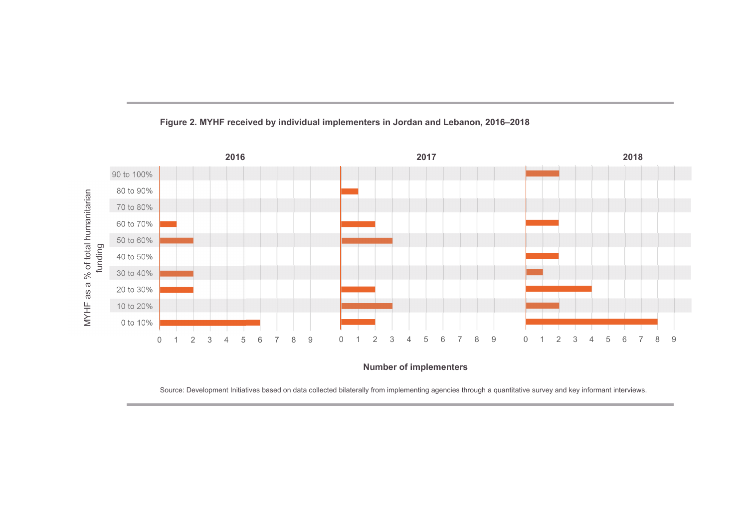**Figure 2. MYHF received by individual implementers in Jordan and Lebanon, 2016–2018**

2016

2017

2018

MYHF as a % of total humanitarian funding

90 to 100%
80 to 90%
70 to 80%
60 to 70%
50 to 60%
40 to 50%
30 to 40%
20 to 30%
10 to 20%
0 to 10%

0 1 2 3 4 5 6 7 8 9

0 1 2 3 4 5 6 7 8 9

0 1 2 3 4 5 6 7 8 9

Number of implementers

Source: Development Initiatives based on data collected bilaterally from implementing agencies through a quantitative survey and key informant interviews.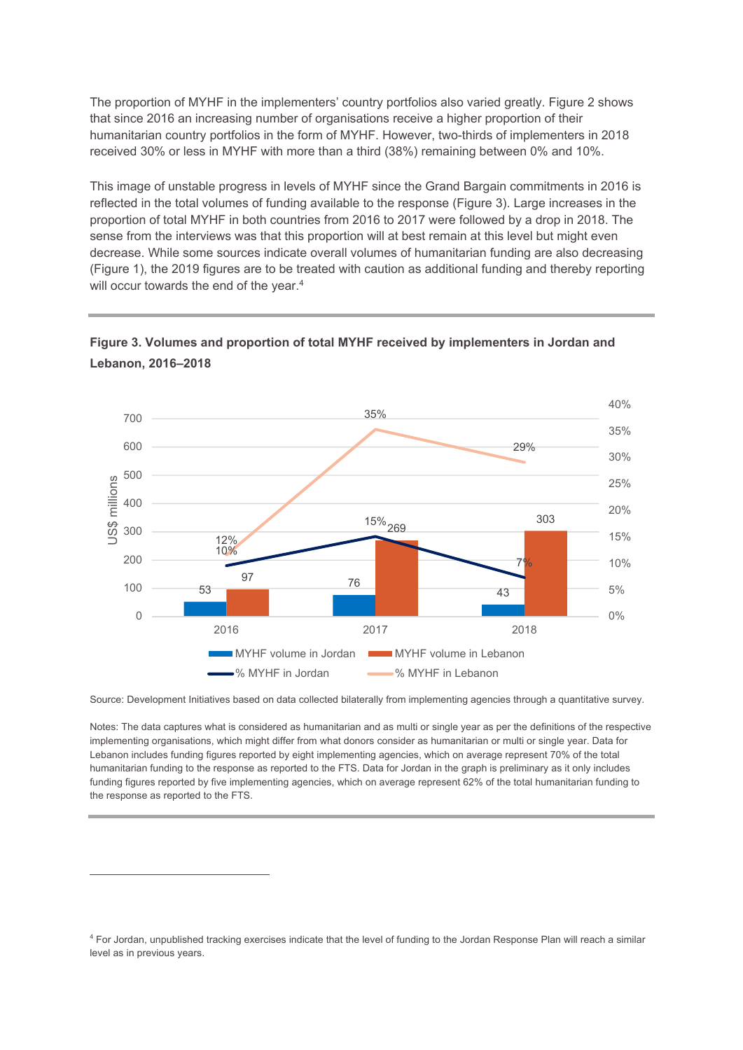The proportion of MYHF in the implementers' country portfolios also varied greatly. Figure 2 shows that since 2016 an increasing number of organisations receive a higher proportion of their humanitarian country portfolios in the form of MYHF. However, two-thirds of implementers in 2018 received 30% or less in MYHF with more than a third (38%) remaining between 0% and 10%.

This image of unstable progress in levels of MYHF since the Grand Bargain commitments in 2016 is reflected in the total volumes of funding available to the response (Figure 3). Large increases in the proportion of total MYHF in both countries from 2016 to 2017 were followed by a drop in 2018. The sense from the interviews was that this proportion will at best remain at this level but might even decrease. While some sources indicate overall volumes of humanitarian funding are also decreasing (Figure 1), the 2019 figures are to be treated with caution as additional funding and thereby reporting will occur towards the end of the year.[4]

**Figure 3. Volumes and proportion of total MYHF received by implementers in Jordan and Lebanon, 2016–2018**

US$ millions

0
100
200
300
400
500
600
700

0%
5%
10%
15%
20%
25%
30%
35%
40%

2016
2017
2018

53
97
76
269
43
303

12%
10%
35%
15%
29%
7%

MYHF volume in Jordan
MYHF volume in Lebanon
% MYHF in Jordan
% MYHF in Lebanon

Source: Development Initiatives based on data collected bilaterally from implementing agencies through a quantitative survey.

Notes: The data captures what is considered as humanitarian and as multi or single year as per the definitions of the respective implementing organisations, which might differ from what donors consider as humanitarian or multi or single year. Data for Lebanon includes funding figures reported by eight implementing agencies, which on average represent 70% of the total humanitarian funding to the response as reported to the FTS. Data for Jordan in the graph is preliminary as it only includes funding figures reported by five implementing agencies, which on average represent 62% of the total humanitarian funding to the response as reported to the FTS.

[4] For Jordan, unpublished tracking exercises indicate that the level of funding to the Jordan Response Plan will reach a similar level as in previous years.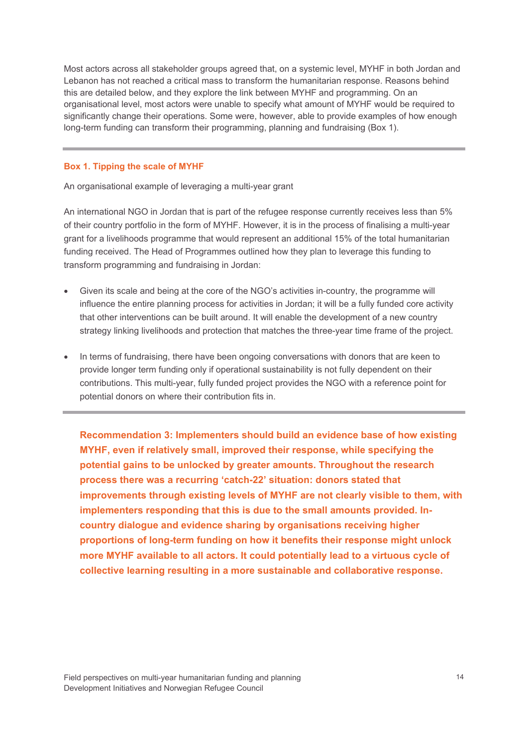Most actors across all stakeholder groups agreed that, on a systemic level, MYHF in both Jordan and Lebanon has not reached a critical mass to transform the humanitarian response. Reasons behind this are detailed below, and they explore the link between MYHF and programming. On an organisational level, most actors were unable to specify what amount of MYHF would be required to significantly change their operations. Some were, however, able to provide examples of how enough long-term funding can transform their programming, planning and fundraising (Box 1).

---

**Box 1. Tipping the scale of MYHF**

An organisational example of leveraging a multi-year grant

An international NGO in Jordan that is part of the refugee response currently receives less than 5% of their country portfolio in the form of MYHF. However, it is in the process of finalising a multi-year grant for a livelihoods programme that would represent an additional 15% of the total humanitarian funding received. The Head of Programmes outlined how they plan to leverage this funding to transform programming and fundraising in Jordan:

- Given its scale and being at the core of the NGO's activities in-country, the programme will influence the entire planning process for activities in Jordan; it will be a fully funded core activity that other interventions can be built around. It will enable the development of a new country strategy linking livelihoods and protection that matches the three-year time frame of the project.
- In terms of fundraising, there have been ongoing conversations with donors that are keen to provide longer term funding only if operational sustainability is not fully dependent on their contributions. This multi-year, fully funded project provides the NGO with a reference point for potential donors on where their contribution fits in.

---

**Recommendation 3: Implementers should build an evidence base of how existing MYHF, even if relatively small, improved their response, while specifying the potential gains to be unlocked by greater amounts. Throughout the research process there was a recurring 'catch-22' situation: donors stated that improvements through existing levels of MYHF are not clearly visible to them, with implementers responding that this is due to the small amounts provided. In-country dialogue and evidence sharing by organisations receiving higher proportions of long-term funding on how it benefits their response might unlock more MYHF available to all actors. It could potentially lead to a virtuous cycle of collective learning resulting in a more sustainable and collaborative response.**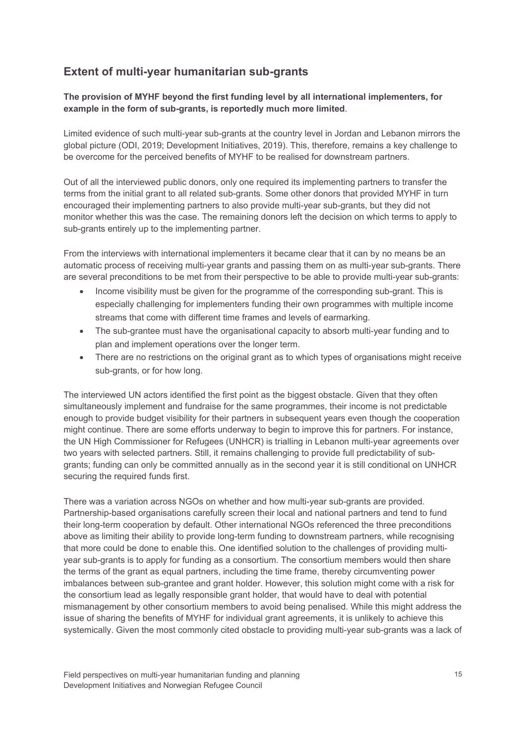## Extent of multi-year humanitarian sub-grants

**The provision of MYHF beyond the first funding level by all international implementers, for example in the form of sub-grants, is reportedly much more limited**.

Limited evidence of such multi-year sub-grants at the country level in Jordan and Lebanon mirrors the global picture (ODI, 2019; Development Initiatives, 2019). This, therefore, remains a key challenge to be overcome for the perceived benefits of MYHF to be realised for downstream partners.

Out of all the interviewed public donors, only one required its implementing partners to transfer the terms from the initial grant to all related sub-grants. Some other donors that provided MYHF in turn encouraged their implementing partners to also provide multi-year sub-grants, but they did not monitor whether this was the case. The remaining donors left the decision on which terms to apply to sub-grants entirely up to the implementing partner.

From the interviews with international implementers it became clear that it can by no means be an automatic process of receiving multi-year grants and passing them on as multi-year sub-grants. There are several preconditions to be met from their perspective to be able to provide multi-year sub-grants:

- Income visibility must be given for the programme of the corresponding sub-grant. This is especially challenging for implementers funding their own programmes with multiple income streams that come with different time frames and levels of earmarking.
- The sub-grantee must have the organisational capacity to absorb multi-year funding and to plan and implement operations over the longer term.
- There are no restrictions on the original grant as to which types of organisations might receive sub-grants, or for how long.

The interviewed UN actors identified the first point as the biggest obstacle. Given that they often simultaneously implement and fundraise for the same programmes, their income is not predictable enough to provide budget visibility for their partners in subsequent years even though the cooperation might continue. There are some efforts underway to begin to improve this for partners. For instance, the UN High Commissioner for Refugees (UNHCR) is trialling in Lebanon multi-year agreements over two years with selected partners. Still, it remains challenging to provide full predictability of sub-grants; funding can only be committed annually as in the second year it is still conditional on UNHCR securing the required funds first.

There was a variation across NGOs on whether and how multi-year sub-grants are provided. Partnership-based organisations carefully screen their local and national partners and tend to fund their long-term cooperation by default. Other international NGOs referenced the three preconditions above as limiting their ability to provide long-term funding to downstream partners, while recognising that more could be done to enable this. One identified solution to the challenges of providing multi-year sub-grants is to apply for funding as a consortium. The consortium members would then share the terms of the grant as equal partners, including the time frame, thereby circumventing power imbalances between sub-grantee and grant holder. However, this solution might come with a risk for the consortium lead as legally responsible grant holder, that would have to deal with potential mismanagement by other consortium members to avoid being penalised. While this might address the issue of sharing the benefits of MYHF for individual grant agreements, it is unlikely to achieve this systemically. Given the most commonly cited obstacle to providing multi-year sub-grants was a lack of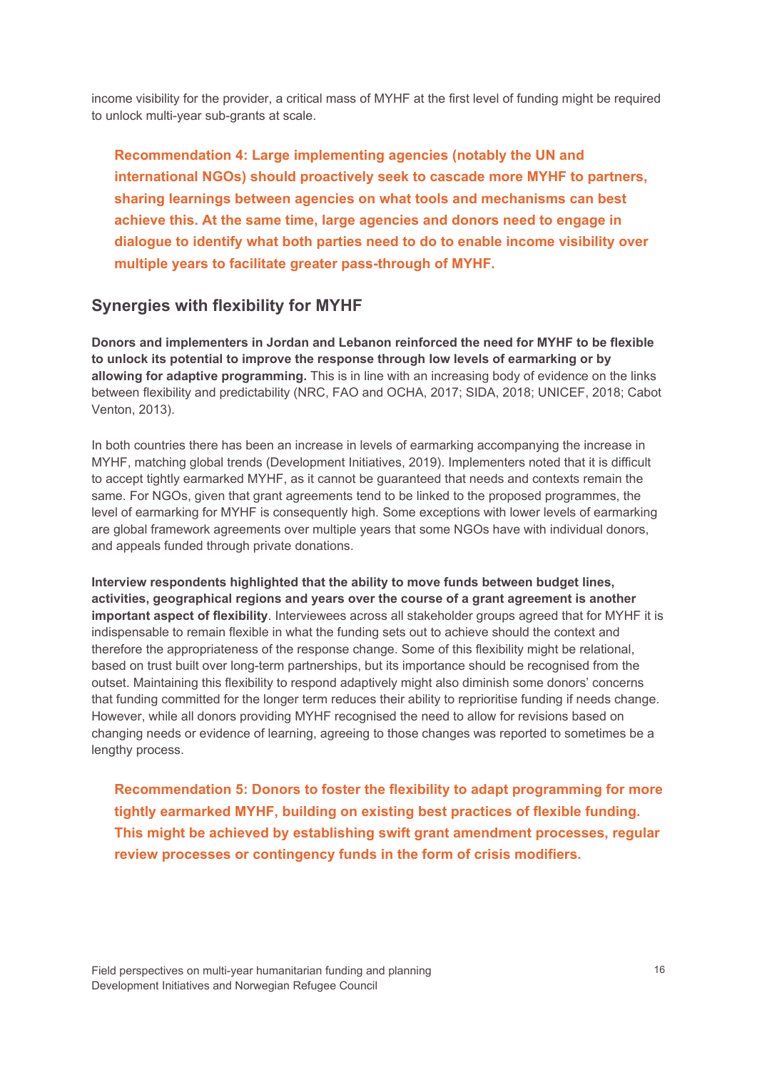income visibility for the provider, a critical mass of MYHF at the first level of funding might be required to unlock multi-year sub-grants at scale.

**Recommendation 4: Large implementing agencies (notably the UN and international NGOs) should proactively seek to cascade more MYHF to partners, sharing learnings between agencies on what tools and mechanisms can best achieve this. At the same time, large agencies and donors need to engage in dialogue to identify what both parties need to do to enable income visibility over multiple years to facilitate greater pass-through of MYHF.**

## Synergies with flexibility for MYHF

**Donors and implementers in Jordan and Lebanon reinforced the need for MYHF to be flexible to unlock its potential to improve the response through low levels of earmarking or by allowing for adaptive programming.** This is in line with an increasing body of evidence on the links between flexibility and predictability (NRC, FAO and OCHA, 2017; SIDA, 2018; UNICEF, 2018; Cabot Venton, 2013).

In both countries there has been an increase in levels of earmarking accompanying the increase in MYHF, matching global trends (Development Initiatives, 2019). Implementers noted that it is difficult to accept tightly earmarked MYHF, as it cannot be guaranteed that needs and contexts remain the same. For NGOs, given that grant agreements tend to be linked to the proposed programmes, the level of earmarking for MYHF is consequently high. Some exceptions with lower levels of earmarking are global framework agreements over multiple years that some NGOs have with individual donors, and appeals funded through private donations.

**Interview respondents highlighted that the ability to move funds between budget lines, activities, geographical regions and years over the course of a grant agreement is another important aspect of flexibility**. Interviewees across all stakeholder groups agreed that for MYHF it is indispensable to remain flexible in what the funding sets out to achieve should the context and therefore the appropriateness of the response change. Some of this flexibility might be relational, based on trust built over long-term partnerships, but its importance should be recognised from the outset. Maintaining this flexibility to respond adaptively might also diminish some donors' concerns that funding committed for the longer term reduces their ability to reprioritise funding if needs change. However, while all donors providing MYHF recognised the need to allow for revisions based on changing needs or evidence of learning, agreeing to those changes was reported to sometimes be a lengthy process.

**Recommendation 5: Donors to foster the flexibility to adapt programming for more tightly earmarked MYHF, building on existing best practices of flexible funding. This might be achieved by establishing swift grant amendment processes, regular review processes or contingency funds in the form of crisis modifiers.**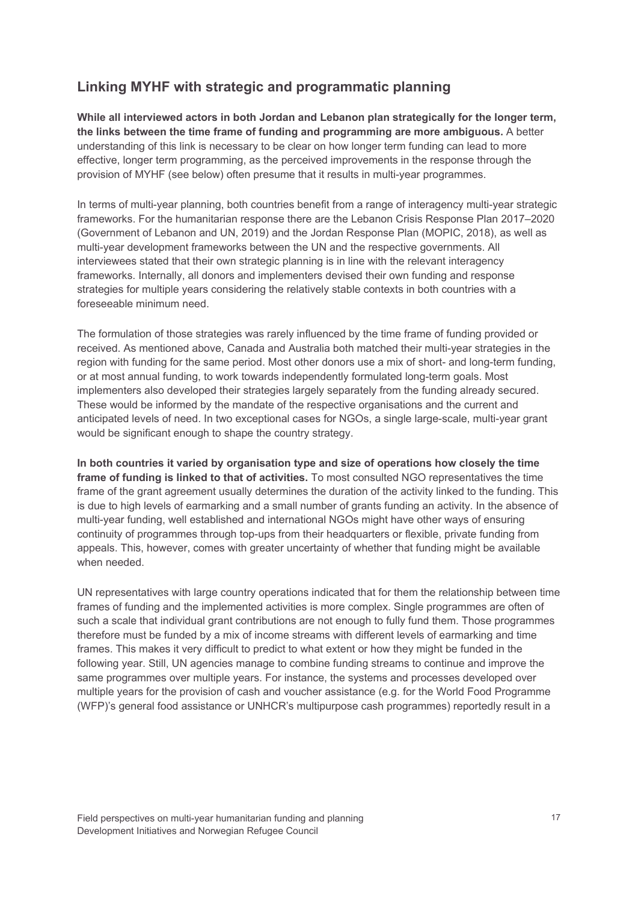## Linking MYHF with strategic and programmatic planning

**While all interviewed actors in both Jordan and Lebanon plan strategically for the longer term, the links between the time frame of funding and programming are more ambiguous.** A better understanding of this link is necessary to be clear on how longer term funding can lead to more effective, longer term programming, as the perceived improvements in the response through the provision of MYHF (see below) often presume that it results in multi-year programmes.

In terms of multi-year planning, both countries benefit from a range of interagency multi-year strategic frameworks. For the humanitarian response there are the Lebanon Crisis Response Plan 2017–2020 (Government of Lebanon and UN, 2019) and the Jordan Response Plan (MOPIC, 2018), as well as multi-year development frameworks between the UN and the respective governments. All interviewees stated that their own strategic planning is in line with the relevant interagency frameworks. Internally, all donors and implementers devised their own funding and response strategies for multiple years considering the relatively stable contexts in both countries with a foreseeable minimum need.

The formulation of those strategies was rarely influenced by the time frame of funding provided or received. As mentioned above, Canada and Australia both matched their multi-year strategies in the region with funding for the same period. Most other donors use a mix of short- and long-term funding, or at most annual funding, to work towards independently formulated long-term goals. Most implementers also developed their strategies largely separately from the funding already secured. These would be informed by the mandate of the respective organisations and the current and anticipated levels of need. In two exceptional cases for NGOs, a single large-scale, multi-year grant would be significant enough to shape the country strategy.

**In both countries it varied by organisation type and size of operations how closely the time frame of funding is linked to that of activities.** To most consulted NGO representatives the time frame of the grant agreement usually determines the duration of the activity linked to the funding. This is due to high levels of earmarking and a small number of grants funding an activity. In the absence of multi-year funding, well established and international NGOs might have other ways of ensuring continuity of programmes through top-ups from their headquarters or flexible, private funding from appeals. This, however, comes with greater uncertainty of whether that funding might be available when needed.

UN representatives with large country operations indicated that for them the relationship between time frames of funding and the implemented activities is more complex. Single programmes are often of such a scale that individual grant contributions are not enough to fully fund them. Those programmes therefore must be funded by a mix of income streams with different levels of earmarking and time frames. This makes it very difficult to predict to what extent or how they might be funded in the following year. Still, UN agencies manage to combine funding streams to continue and improve the same programmes over multiple years. For instance, the systems and processes developed over multiple years for the provision of cash and voucher assistance (e.g. for the World Food Programme (WFP)'s general food assistance or UNHCR's multipurpose cash programmes) reportedly result in a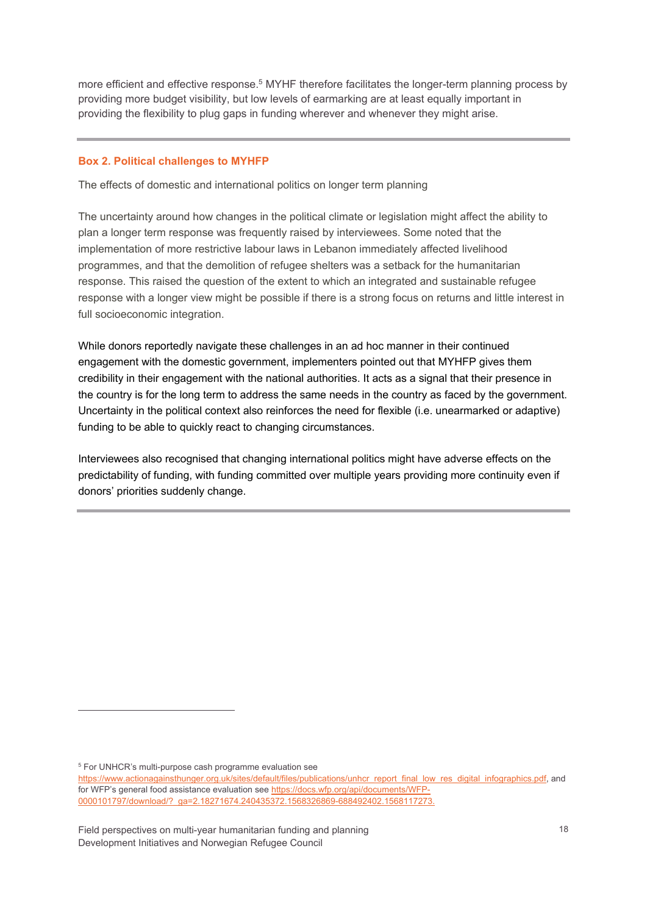more efficient and effective response.[5] MYHF therefore facilitates the longer-term planning process by providing more budget visibility, but low levels of earmarking are at least equally important in providing the flexibility to plug gaps in funding wherever and whenever they might arise.

---

### Box 2. Political challenges to MYHFP

The effects of domestic and international politics on longer term planning

The uncertainty around how changes in the political climate or legislation might affect the ability to plan a longer term response was frequently raised by interviewees. Some noted that the implementation of more restrictive labour laws in Lebanon immediately affected livelihood programmes, and that the demolition of refugee shelters was a setback for the humanitarian response. This raised the question of the extent to which an integrated and sustainable refugee response with a longer view might be possible if there is a strong focus on returns and little interest in full socioeconomic integration.

While donors reportedly navigate these challenges in an ad hoc manner in their continued engagement with the domestic government, implementers pointed out that MYHFP gives them credibility in their engagement with the national authorities. It acts as a signal that their presence in the country is for the long term to address the same needs in the country as faced by the government. Uncertainty in the political context also reinforces the need for flexible (i.e. unearmarked or adaptive) funding to be able to quickly react to changing circumstances.

Interviewees also recognised that changing international politics might have adverse effects on the predictability of funding, with funding committed over multiple years providing more continuity even if donors' priorities suddenly change.

---

[5] For UNHCR's multi-purpose cash programme evaluation see https://www.actionagainsthunger.org.uk/sites/default/files/publications/unhcr_report_final_low_res_digital_infographics.pdf, and for WFP's general food assistance evaluation see https://docs.wfp.org/api/documents/WFP-0000101797/download/?_ga=2.18271674.240435372.1568326869-688492402.1568117273.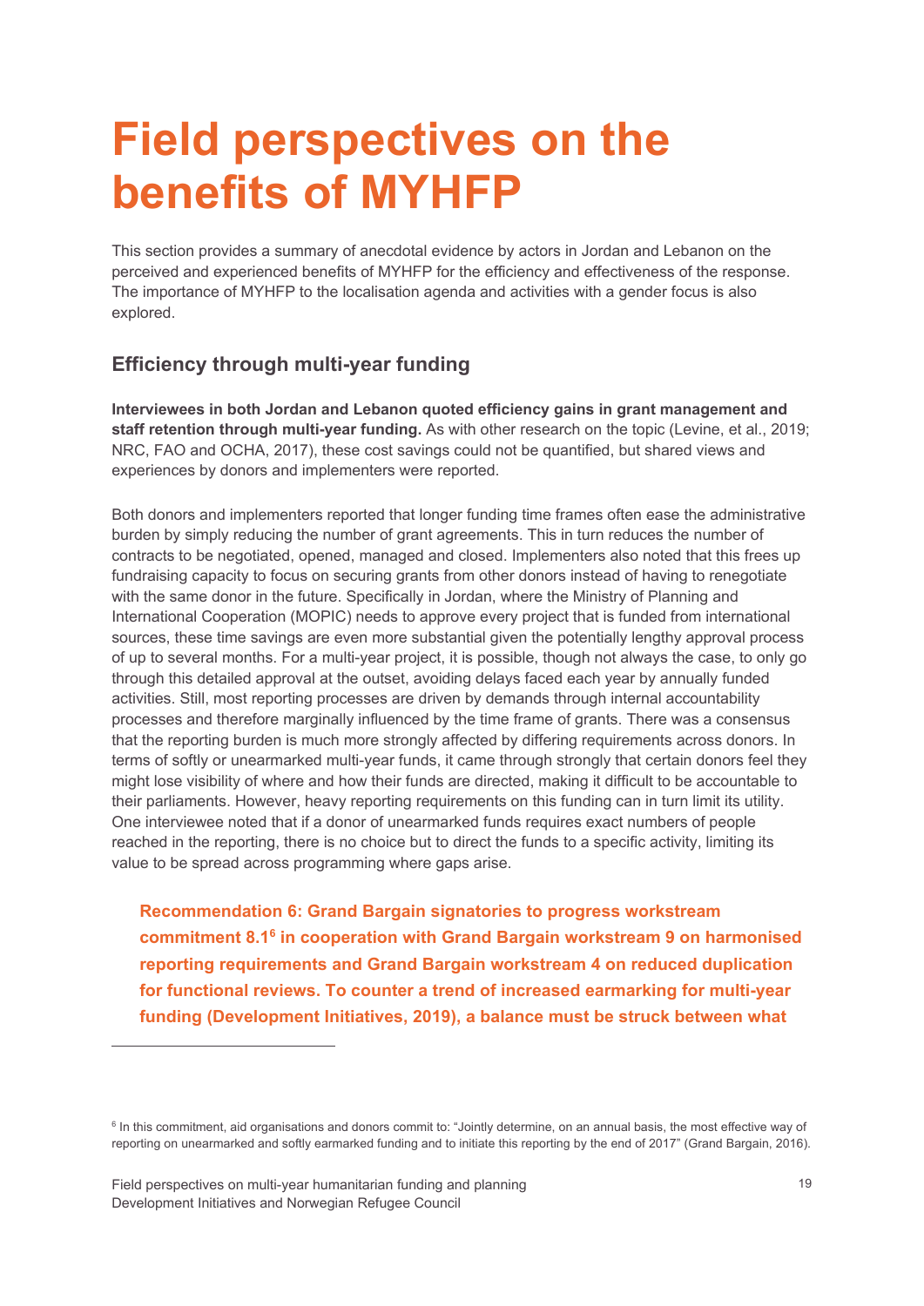# Field perspectives on the benefits of MYHFP

This section provides a summary of anecdotal evidence by actors in Jordan and Lebanon on the perceived and experienced benefits of MYHFP for the efficiency and effectiveness of the response. The importance of MYHFP to the localisation agenda and activities with a gender focus is also explored.

## Efficiency through multi-year funding

**Interviewees in both Jordan and Lebanon quoted efficiency gains in grant management and staff retention through multi-year funding.** As with other research on the topic (Levine, et al., 2019; NRC, FAO and OCHA, 2017), these cost savings could not be quantified, but shared views and experiences by donors and implementers were reported.

Both donors and implementers reported that longer funding time frames often ease the administrative burden by simply reducing the number of grant agreements. This in turn reduces the number of contracts to be negotiated, opened, managed and closed. Implementers also noted that this frees up fundraising capacity to focus on securing grants from other donors instead of having to renegotiate with the same donor in the future. Specifically in Jordan, where the Ministry of Planning and International Cooperation (MOPIC) needs to approve every project that is funded from international sources, these time savings are even more substantial given the potentially lengthy approval process of up to several months. For a multi-year project, it is possible, though not always the case, to only go through this detailed approval at the outset, avoiding delays faced each year by annually funded activities. Still, most reporting processes are driven by demands through internal accountability processes and therefore marginally influenced by the time frame of grants. There was a consensus that the reporting burden is much more strongly affected by differing requirements across donors. In terms of softly or unearmarked multi-year funds, it came through strongly that certain donors feel they might lose visibility of where and how their funds are directed, making it difficult to be accountable to their parliaments. However, heavy reporting requirements on this funding can in turn limit its utility. One interviewee noted that if a donor of unearmarked funds requires exact numbers of people reached in the reporting, there is no choice but to direct the funds to a specific activity, limiting its value to be spread across programming where gaps arise.

**Recommendation 6: Grand Bargain signatories to progress workstream commitment 8.1[6] in cooperation with Grand Bargain workstream 9 on harmonised reporting requirements and Grand Bargain workstream 4 on reduced duplication for functional reviews. To counter a trend of increased earmarking for multi-year funding (Development Initiatives, 2019), a balance must be struck between what**

[6] In this commitment, aid organisations and donors commit to: "Jointly determine, on an annual basis, the most effective way of reporting on unearmarked and softly earmarked funding and to initiate this reporting by the end of 2017" (Grand Bargain, 2016).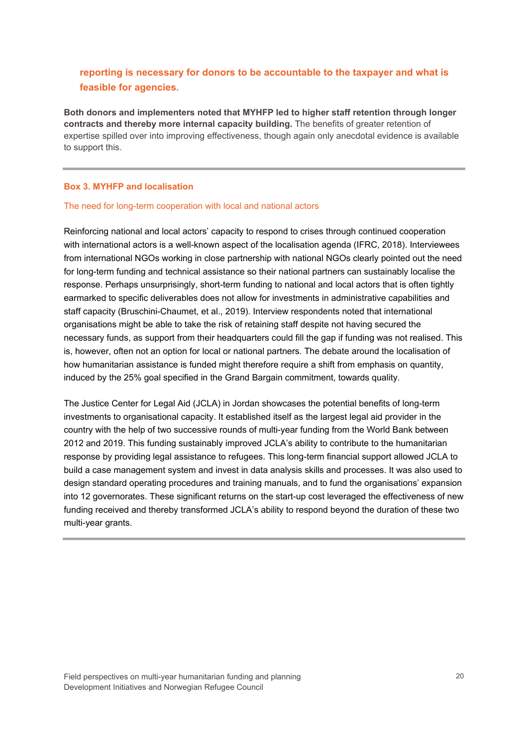**reporting is necessary for donors to be accountable to the taxpayer and what is feasible for agencies.**

**Both donors and implementers noted that MYHFP led to higher staff retention through longer contracts and thereby more internal capacity building.** The benefits of greater retention of expertise spilled over into improving effectiveness, though again only anecdotal evidence is available to support this.

---

**Box 3. MYHFP and localisation**

The need for long-term cooperation with local and national actors

Reinforcing national and local actors' capacity to respond to crises through continued cooperation with international actors is a well-known aspect of the localisation agenda (IFRC, 2018). Interviewees from international NGOs working in close partnership with national NGOs clearly pointed out the need for long-term funding and technical assistance so their national partners can sustainably localise the response. Perhaps unsurprisingly, short-term funding to national and local actors that is often tightly earmarked to specific deliverables does not allow for investments in administrative capabilities and staff capacity (Bruschini-Chaumet, et al., 2019). Interview respondents noted that international organisations might be able to take the risk of retaining staff despite not having secured the necessary funds, as support from their headquarters could fill the gap if funding was not realised. This is, however, often not an option for local or national partners. The debate around the localisation of how humanitarian assistance is funded might therefore require a shift from emphasis on quantity, induced by the 25% goal specified in the Grand Bargain commitment, towards quality.

The Justice Center for Legal Aid (JCLA) in Jordan showcases the potential benefits of long-term investments to organisational capacity. It established itself as the largest legal aid provider in the country with the help of two successive rounds of multi-year funding from the World Bank between 2012 and 2019. This funding sustainably improved JCLA's ability to contribute to the humanitarian response by providing legal assistance to refugees. This long-term financial support allowed JCLA to build a case management system and invest in data analysis skills and processes. It was also used to design standard operating procedures and training manuals, and to fund the organisations' expansion into 12 governorates. These significant returns on the start-up cost leveraged the effectiveness of new funding received and thereby transformed JCLA's ability to respond beyond the duration of these two multi-year grants.

---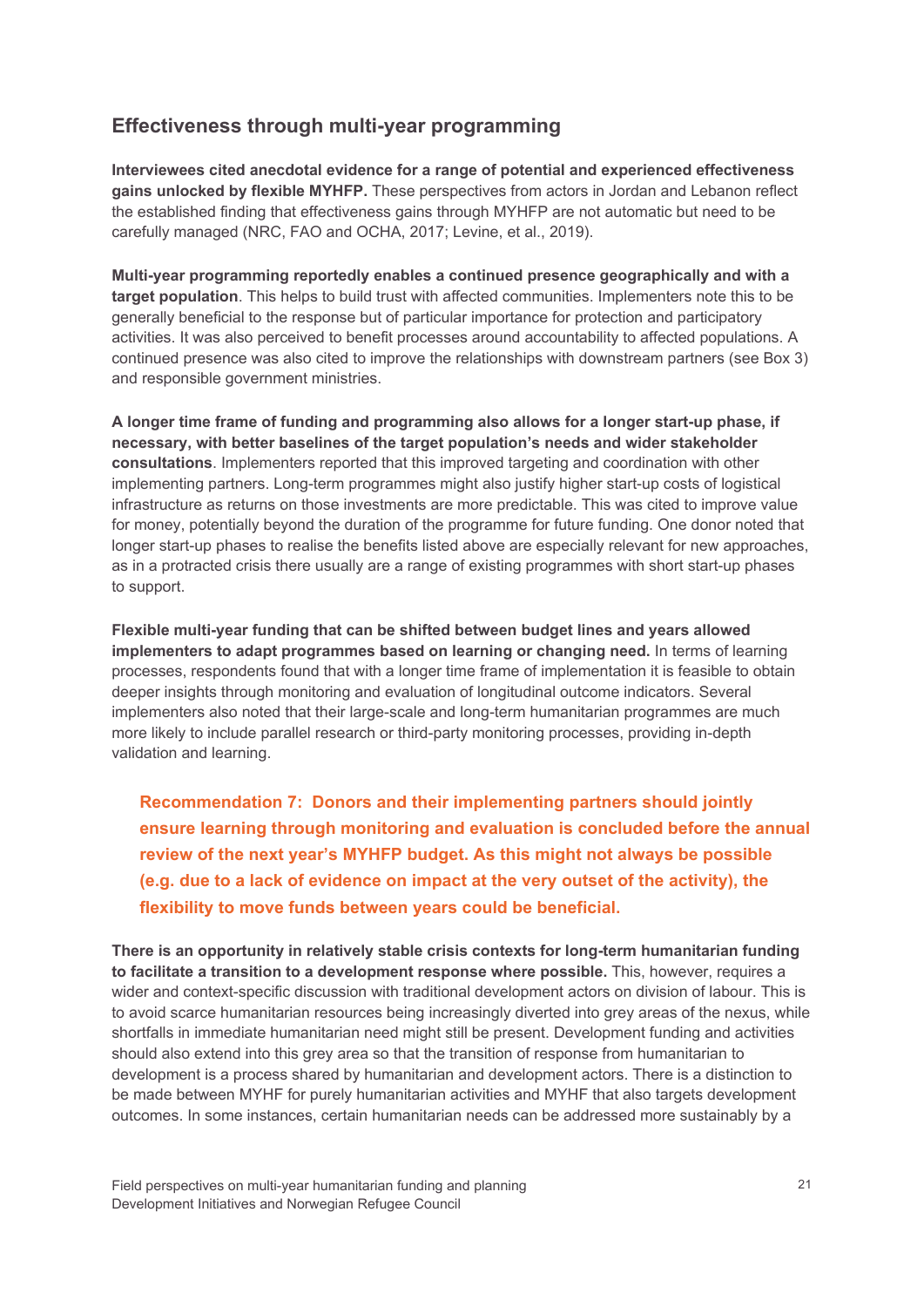## Effectiveness through multi-year programming

**Interviewees cited anecdotal evidence for a range of potential and experienced effectiveness gains unlocked by flexible MYHFP.** These perspectives from actors in Jordan and Lebanon reflect the established finding that effectiveness gains through MYHFP are not automatic but need to be carefully managed (NRC, FAO and OCHA, 2017; Levine, et al., 2019).

**Multi-year programming reportedly enables a continued presence geographically and with a target population**. This helps to build trust with affected communities. Implementers note this to be generally beneficial to the response but of particular importance for protection and participatory activities. It was also perceived to benefit processes around accountability to affected populations. A continued presence was also cited to improve the relationships with downstream partners (see Box 3) and responsible government ministries.

**A longer time frame of funding and programming also allows for a longer start-up phase, if necessary, with better baselines of the target population's needs and wider stakeholder consultations**. Implementers reported that this improved targeting and coordination with other implementing partners. Long-term programmes might also justify higher start-up costs of logistical infrastructure as returns on those investments are more predictable. This was cited to improve value for money, potentially beyond the duration of the programme for future funding. One donor noted that longer start-up phases to realise the benefits listed above are especially relevant for new approaches, as in a protracted crisis there usually are a range of existing programmes with short start-up phases to support.

**Flexible multi-year funding that can be shifted between budget lines and years allowed implementers to adapt programmes based on learning or changing need.** In terms of learning processes, respondents found that with a longer time frame of implementation it is feasible to obtain deeper insights through monitoring and evaluation of longitudinal outcome indicators. Several implementers also noted that their large-scale and long-term humanitarian programmes are much more likely to include parallel research or third-party monitoring processes, providing in-depth validation and learning.

**Recommendation 7: Donors and their implementing partners should jointly ensure learning through monitoring and evaluation is concluded before the annual review of the next year's MYHFP budget. As this might not always be possible (e.g. due to a lack of evidence on impact at the very outset of the activity), the flexibility to move funds between years could be beneficial.**

**There is an opportunity in relatively stable crisis contexts for long-term humanitarian funding to facilitate a transition to a development response where possible.** This, however, requires a wider and context-specific discussion with traditional development actors on division of labour. This is to avoid scarce humanitarian resources being increasingly diverted into grey areas of the nexus, while shortfalls in immediate humanitarian need might still be present. Development funding and activities should also extend into this grey area so that the transition of response from humanitarian to development is a process shared by humanitarian and development actors. There is a distinction to be made between MYHF for purely humanitarian activities and MYHF that also targets development outcomes. In some instances, certain humanitarian needs can be addressed more sustainably by a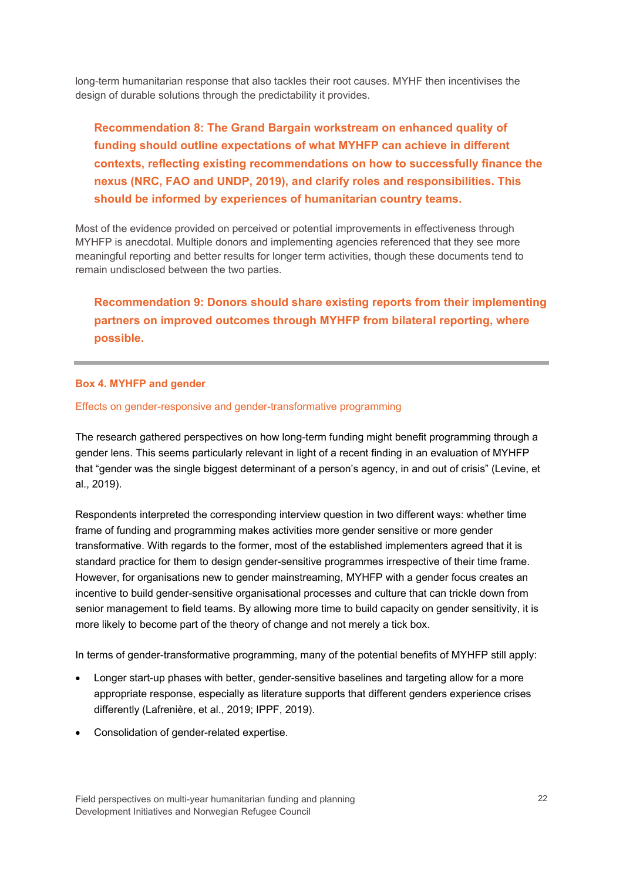long-term humanitarian response that also tackles their root causes. MYHF then incentivises the design of durable solutions through the predictability it provides.

**Recommendation 8: The Grand Bargain workstream on enhanced quality of funding should outline expectations of what MYHFP can achieve in different contexts, reflecting existing recommendations on how to successfully finance the nexus (NRC, FAO and UNDP, 2019), and clarify roles and responsibilities. This should be informed by experiences of humanitarian country teams.**

Most of the evidence provided on perceived or potential improvements in effectiveness through MYHFP is anecdotal. Multiple donors and implementing agencies referenced that they see more meaningful reporting and better results for longer term activities, though these documents tend to remain undisclosed between the two parties.

**Recommendation 9: Donors should share existing reports from their implementing partners on improved outcomes through MYHFP from bilateral reporting, where possible.**

---

### Box 4. MYHFP and gender

#### Effects on gender-responsive and gender-transformative programming

The research gathered perspectives on how long-term funding might benefit programming through a gender lens. This seems particularly relevant in light of a recent finding in an evaluation of MYHFP that "gender was the single biggest determinant of a person's agency, in and out of crisis" (Levine, et al., 2019).

Respondents interpreted the corresponding interview question in two different ways: whether time frame of funding and programming makes activities more gender sensitive or more gender transformative. With regards to the former, most of the established implementers agreed that it is standard practice for them to design gender-sensitive programmes irrespective of their time frame. However, for organisations new to gender mainstreaming, MYHFP with a gender focus creates an incentive to build gender-sensitive organisational processes and culture that can trickle down from senior management to field teams. By allowing more time to build capacity on gender sensitivity, it is more likely to become part of the theory of change and not merely a tick box.

In terms of gender-transformative programming, many of the potential benefits of MYHFP still apply:

- Longer start-up phases with better, gender-sensitive baselines and targeting allow for a more appropriate response, especially as literature supports that different genders experience crises differently (Lafrenière, et al., 2019; IPPF, 2019).
- Consolidation of gender-related expertise.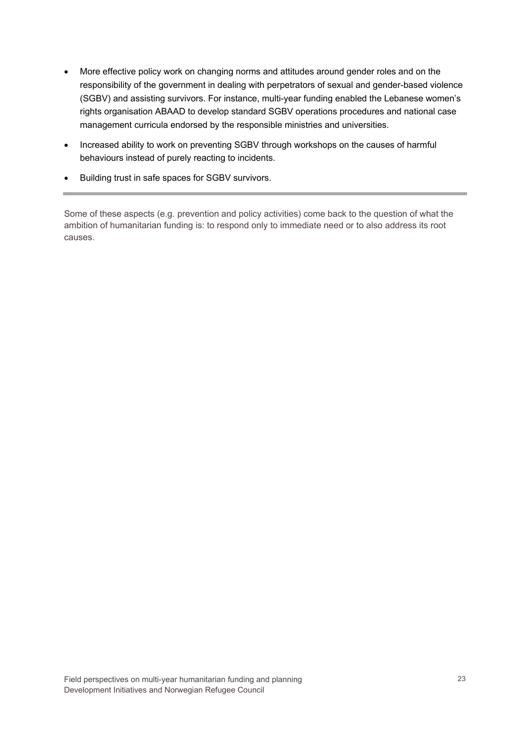- More effective policy work on changing norms and attitudes around gender roles and on the responsibility of the government in dealing with perpetrators of sexual and gender-based violence (SGBV) and assisting survivors. For instance, multi-year funding enabled the Lebanese women's rights organisation ABAAD to develop standard SGBV operations procedures and national case management curricula endorsed by the responsible ministries and universities.
- Increased ability to work on preventing SGBV through workshops on the causes of harmful behaviours instead of purely reacting to incidents.
- Building trust in safe spaces for SGBV survivors.

---

Some of these aspects (e.g. prevention and policy activities) come back to the question of what the ambition of humanitarian funding is: to respond only to immediate need or to also address its root causes.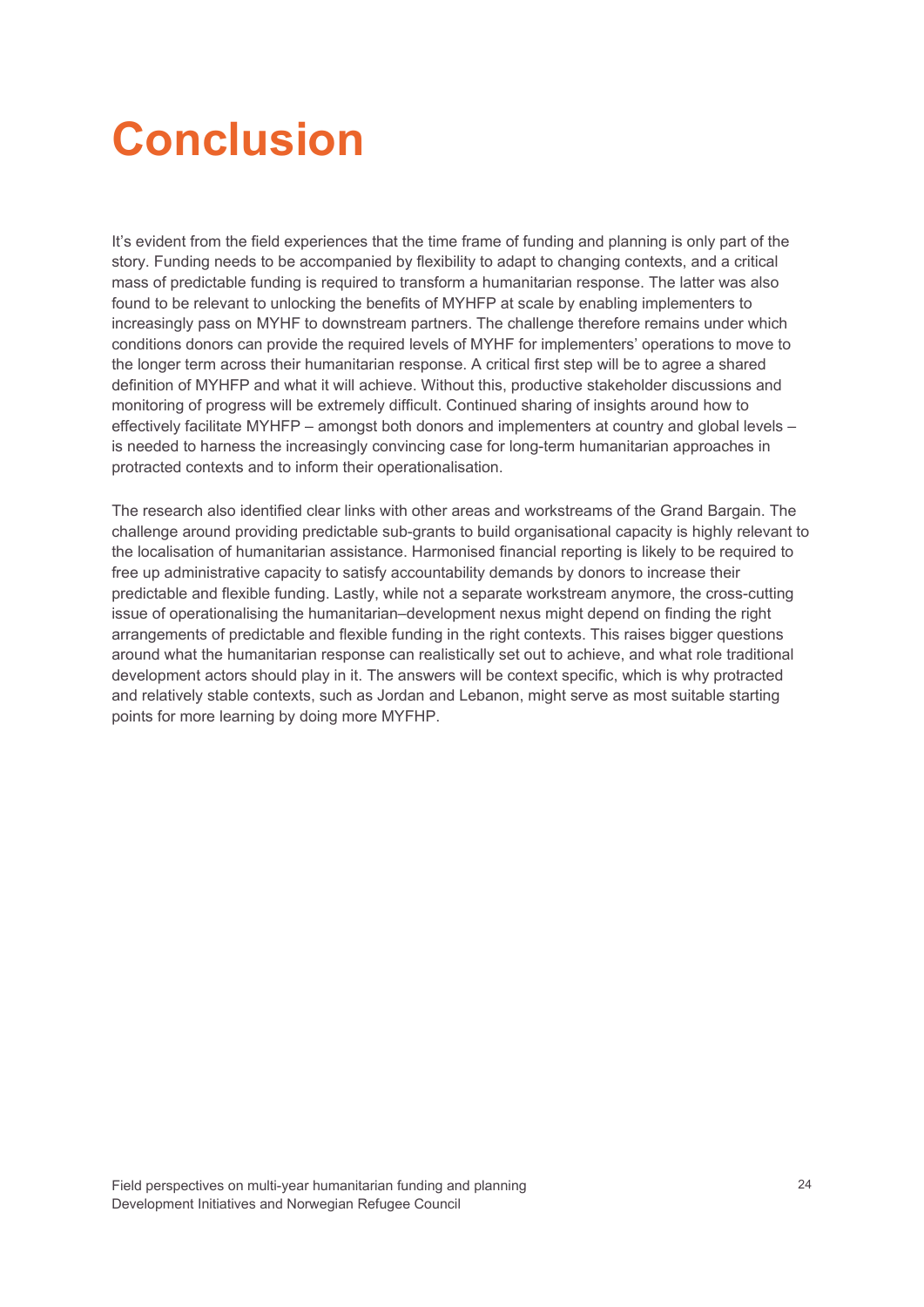# Conclusion

It's evident from the field experiences that the time frame of funding and planning is only part of the story. Funding needs to be accompanied by flexibility to adapt to changing contexts, and a critical mass of predictable funding is required to transform a humanitarian response. The latter was also found to be relevant to unlocking the benefits of MYHFP at scale by enabling implementers to increasingly pass on MYHF to downstream partners. The challenge therefore remains under which conditions donors can provide the required levels of MYHF for implementers' operations to move to the longer term across their humanitarian response. A critical first step will be to agree a shared definition of MYHFP and what it will achieve. Without this, productive stakeholder discussions and monitoring of progress will be extremely difficult. Continued sharing of insights around how to effectively facilitate MYHFP – amongst both donors and implementers at country and global levels – is needed to harness the increasingly convincing case for long-term humanitarian approaches in protracted contexts and to inform their operationalisation.

The research also identified clear links with other areas and workstreams of the Grand Bargain. The challenge around providing predictable sub-grants to build organisational capacity is highly relevant to the localisation of humanitarian assistance. Harmonised financial reporting is likely to be required to free up administrative capacity to satisfy accountability demands by donors to increase their predictable and flexible funding. Lastly, while not a separate workstream anymore, the cross-cutting issue of operationalising the humanitarian–development nexus might depend on finding the right arrangements of predictable and flexible funding in the right contexts. This raises bigger questions around what the humanitarian response can realistically set out to achieve, and what role traditional development actors should play in it. The answers will be context specific, which is why protracted and relatively stable contexts, such as Jordan and Lebanon, might serve as most suitable starting points for more learning by doing more MYFHP.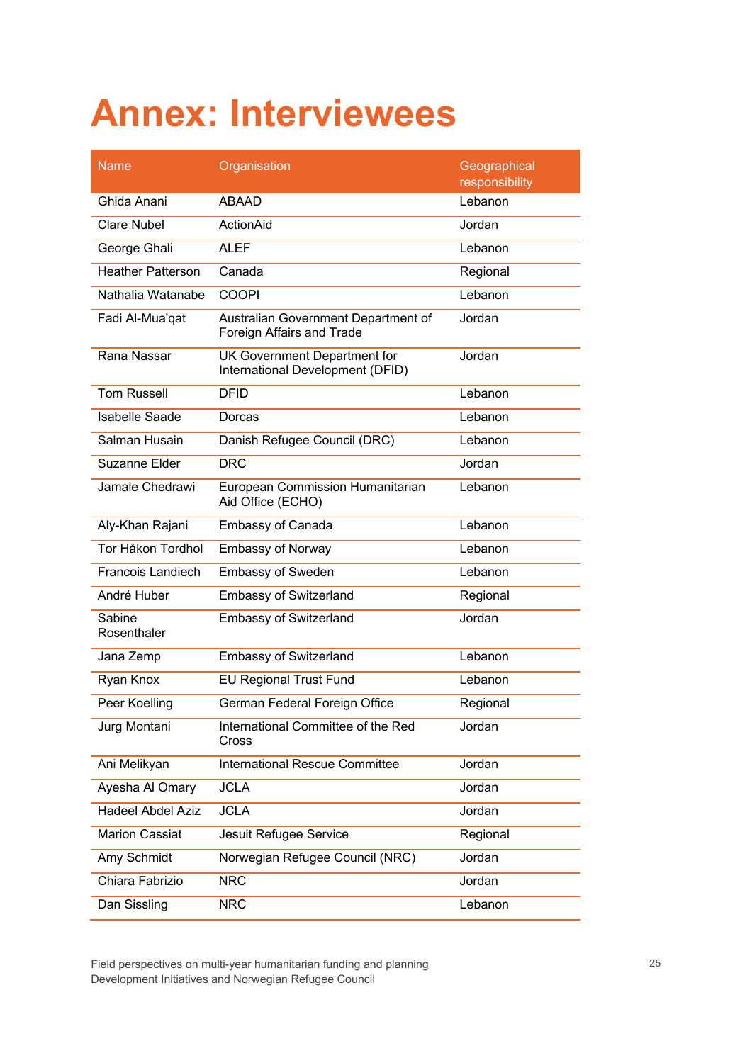# Annex: Interviewees

| Name | Organisation | Geographical responsibility |
|---|---|---|
| Ghida Anani | ABAAD | Lebanon |
| Clare Nubel | ActionAid | Jordan |
| George Ghali | ALEF | Lebanon |
| Heather Patterson | Canada | Regional |
| Nathalia Watanabe | COOPI | Lebanon |
| Fadi Al-Mua'qat | Australian Government Department of Foreign Affairs and Trade | Jordan |
| Rana Nassar | UK Government Department for International Development (DFID) | Jordan |
| Tom Russell | DFID | Lebanon |
| Isabelle Saade | Dorcas | Lebanon |
| Salman Husain | Danish Refugee Council (DRC) | Lebanon |
| Suzanne Elder | DRC | Jordan |
| Jamale Chedrawi | European Commission Humanitarian Aid Office (ECHO) | Lebanon |
| Aly-Khan Rajani | Embassy of Canada | Lebanon |
| Tor Håkon Tordhol | Embassy of Norway | Lebanon |
| Francois Landiech | Embassy of Sweden | Lebanon |
| André Huber | Embassy of Switzerland | Regional |
| Sabine Rosenthaler | Embassy of Switzerland | Jordan |
| Jana Zemp | Embassy of Switzerland | Lebanon |
| Ryan Knox | EU Regional Trust Fund | Lebanon |
| Peer Koelling | German Federal Foreign Office | Regional |
| Jurg Montani | International Committee of the Red Cross | Jordan |
| Ani Melikyan | International Rescue Committee | Jordan |
| Ayesha Al Omary | JCLA | Jordan |
| Hadeel Abdel Aziz | JCLA | Jordan |
| Marion Cassiat | Jesuit Refugee Service | Regional |
| Amy Schmidt | Norwegian Refugee Council (NRC) | Jordan |
| Chiara Fabrizio | NRC | Jordan |
| Dan Sissling | NRC | Lebanon |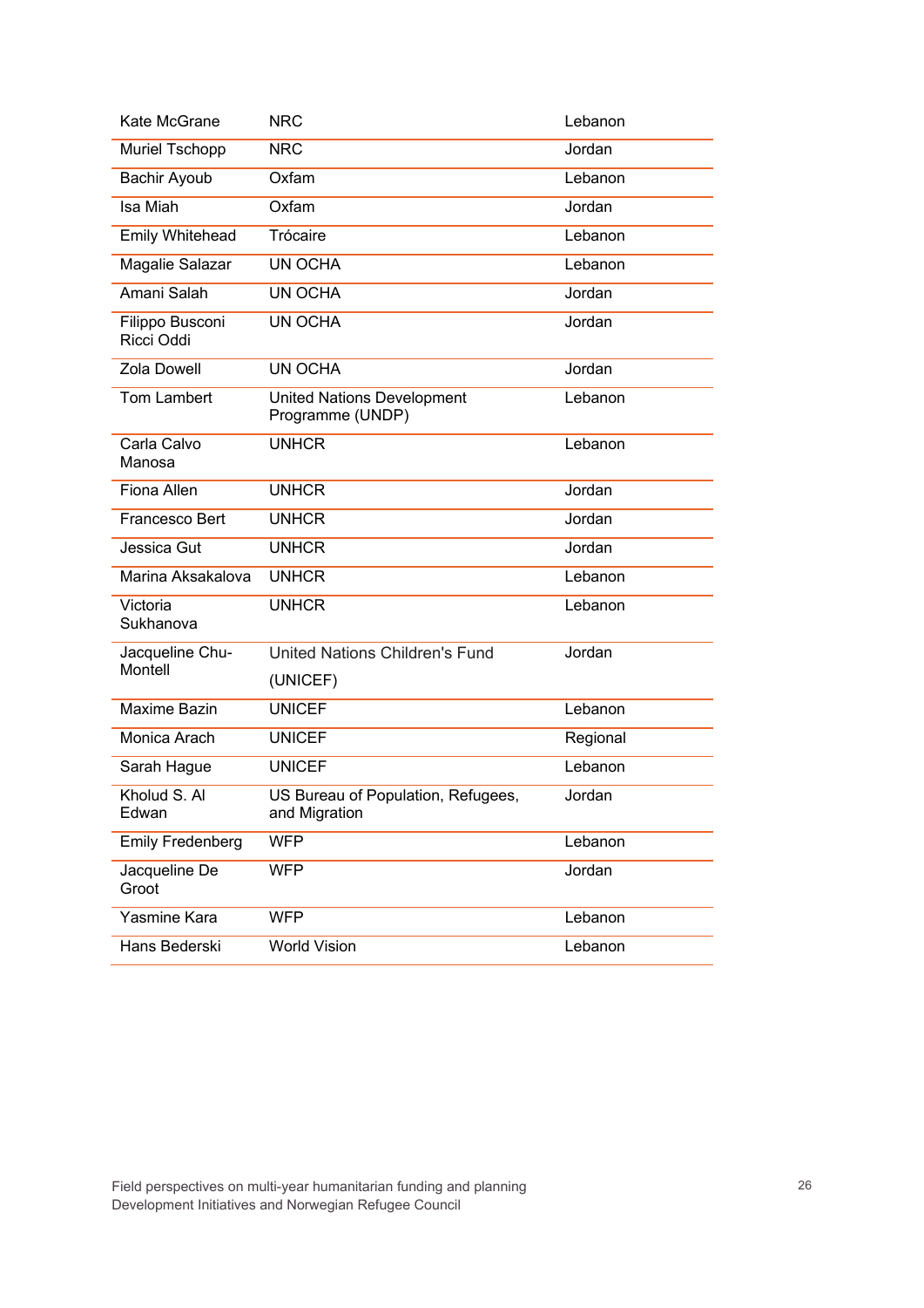| | | |
|---|---|---|
| Kate McGrane | NRC | Lebanon |
| Muriel Tschopp | NRC | Jordan |
| Bachir Ayoub | Oxfam | Lebanon |
| Isa Miah | Oxfam | Jordan |
| Emily Whitehead | Trócaire | Lebanon |
| Magalie Salazar | UN OCHA | Lebanon |
| Amani Salah | UN OCHA | Jordan |
| Filippo Busconi Ricci Oddi | UN OCHA | Jordan |
| Zola Dowell | UN OCHA | Jordan |
| Tom Lambert | United Nations Development Programme (UNDP) | Lebanon |
| Carla Calvo Manosa | UNHCR | Lebanon |
| Fiona Allen | UNHCR | Jordan |
| Francesco Bert | UNHCR | Jordan |
| Jessica Gut | UNHCR | Jordan |
| Marina Aksakalova | UNHCR | Lebanon |
| Victoria Sukhanova | UNHCR | Lebanon |
| Jacqueline Chu-Montell | United Nations Children's Fund (UNICEF) | Jordan |
| Maxime Bazin | UNICEF | Lebanon |
| Monica Arach | UNICEF | Regional |
| Sarah Hague | UNICEF | Lebanon |
| Kholud S. Al Edwan | US Bureau of Population, Refugees, and Migration | Jordan |
| Emily Fredenberg | WFP | Lebanon |
| Jacqueline De Groot | WFP | Jordan |
| Yasmine Kara | WFP | Lebanon |
| Hans Bederski | World Vision | Lebanon |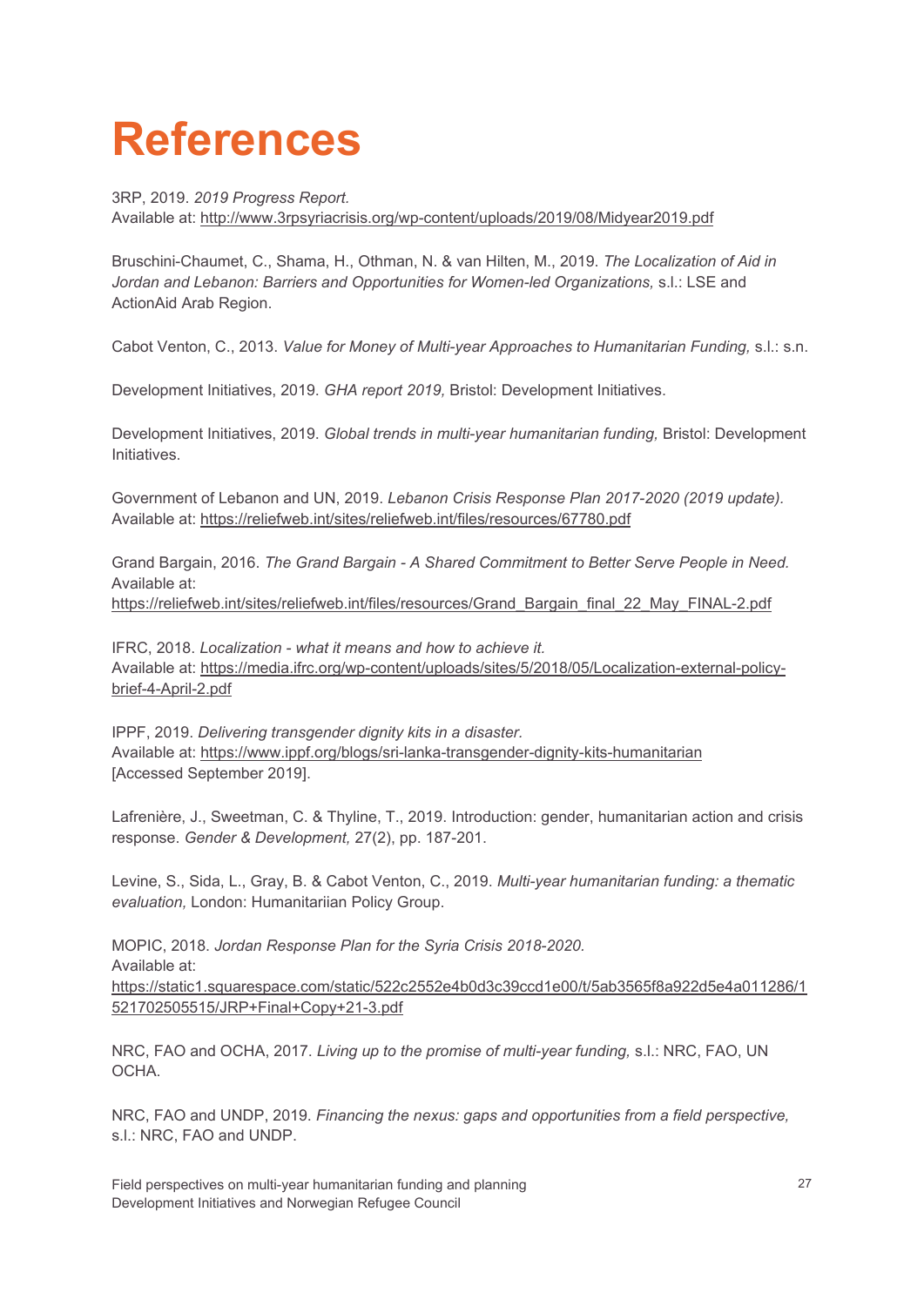# References

3RP, 2019. *2019 Progress Report.*
Available at: http://www.3rpsyriacrisis.org/wp-content/uploads/2019/08/Midyear2019.pdf

Bruschini-Chaumet, C., Shama, H., Othman, N. & van Hilten, M., 2019. *The Localization of Aid in Jordan and Lebanon: Barriers and Opportunities for Women-led Organizations,* s.l.: LSE and ActionAid Arab Region.

Cabot Venton, C., 2013. *Value for Money of Multi-year Approaches to Humanitarian Funding,* s.l.: s.n.

Development Initiatives, 2019. *GHA report 2019,* Bristol: Development Initiatives.

Development Initiatives, 2019. *Global trends in multi-year humanitarian funding,* Bristol: Development Initiatives.

Government of Lebanon and UN, 2019. *Lebanon Crisis Response Plan 2017-2020 (2019 update).*
Available at: https://reliefweb.int/sites/reliefweb.int/files/resources/67780.pdf

Grand Bargain, 2016. *The Grand Bargain - A Shared Commitment to Better Serve People in Need.*
Available at:
https://reliefweb.int/sites/reliefweb.int/files/resources/Grand_Bargain_final_22_May_FINAL-2.pdf

IFRC, 2018. *Localization - what it means and how to achieve it.*
Available at: https://media.ifrc.org/wp-content/uploads/sites/5/2018/05/Localization-external-policy-brief-4-April-2.pdf

IPPF, 2019. *Delivering transgender dignity kits in a disaster.*
Available at: https://www.ippf.org/blogs/sri-lanka-transgender-dignity-kits-humanitarian
[Accessed September 2019].

Lafrenière, J., Sweetman, C. & Thyline, T., 2019. Introduction: gender, humanitarian action and crisis response. *Gender & Development,* 27(2), pp. 187-201.

Levine, S., Sida, L., Gray, B. & Cabot Venton, C., 2019. *Multi-year humanitarian funding: a thematic evaluation,* London: Humanitariian Policy Group.

MOPIC, 2018. *Jordan Response Plan for the Syria Crisis 2018-2020.*
Available at:
https://static1.squarespace.com/static/522c2552e4b0d3c39ccd1e00/t/5ab3565f8a922d5e4a011286/1521702505515/JRP+Final+Copy+21-3.pdf

NRC, FAO and OCHA, 2017. *Living up to the promise of multi-year funding,* s.l.: NRC, FAO, UN OCHA.

NRC, FAO and UNDP, 2019. *Financing the nexus: gaps and opportunities from a field perspective,* s.l.: NRC, FAO and UNDP.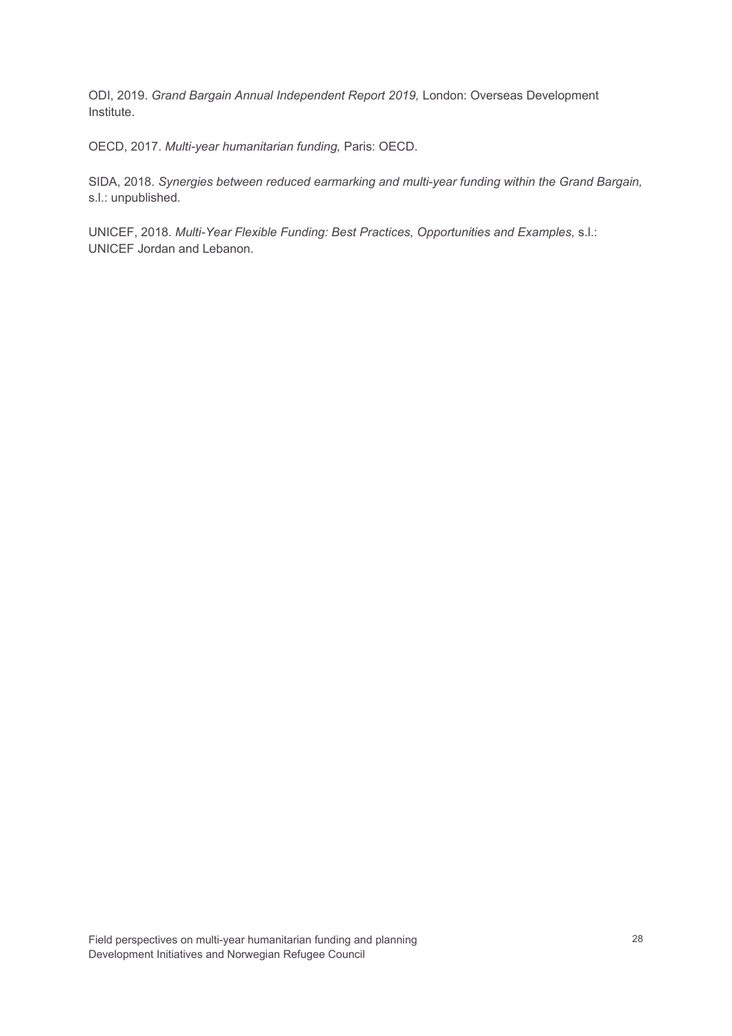ODI, 2019. *Grand Bargain Annual Independent Report 2019,* London: Overseas Development Institute.

OECD, 2017. *Multi-year humanitarian funding,* Paris: OECD.

SIDA, 2018. *Synergies between reduced earmarking and multi-year funding within the Grand Bargain,* s.l.: unpublished.

UNICEF, 2018. *Multi-Year Flexible Funding: Best Practices, Opportunities and Examples,* s.l.: UNICEF Jordan and Lebanon.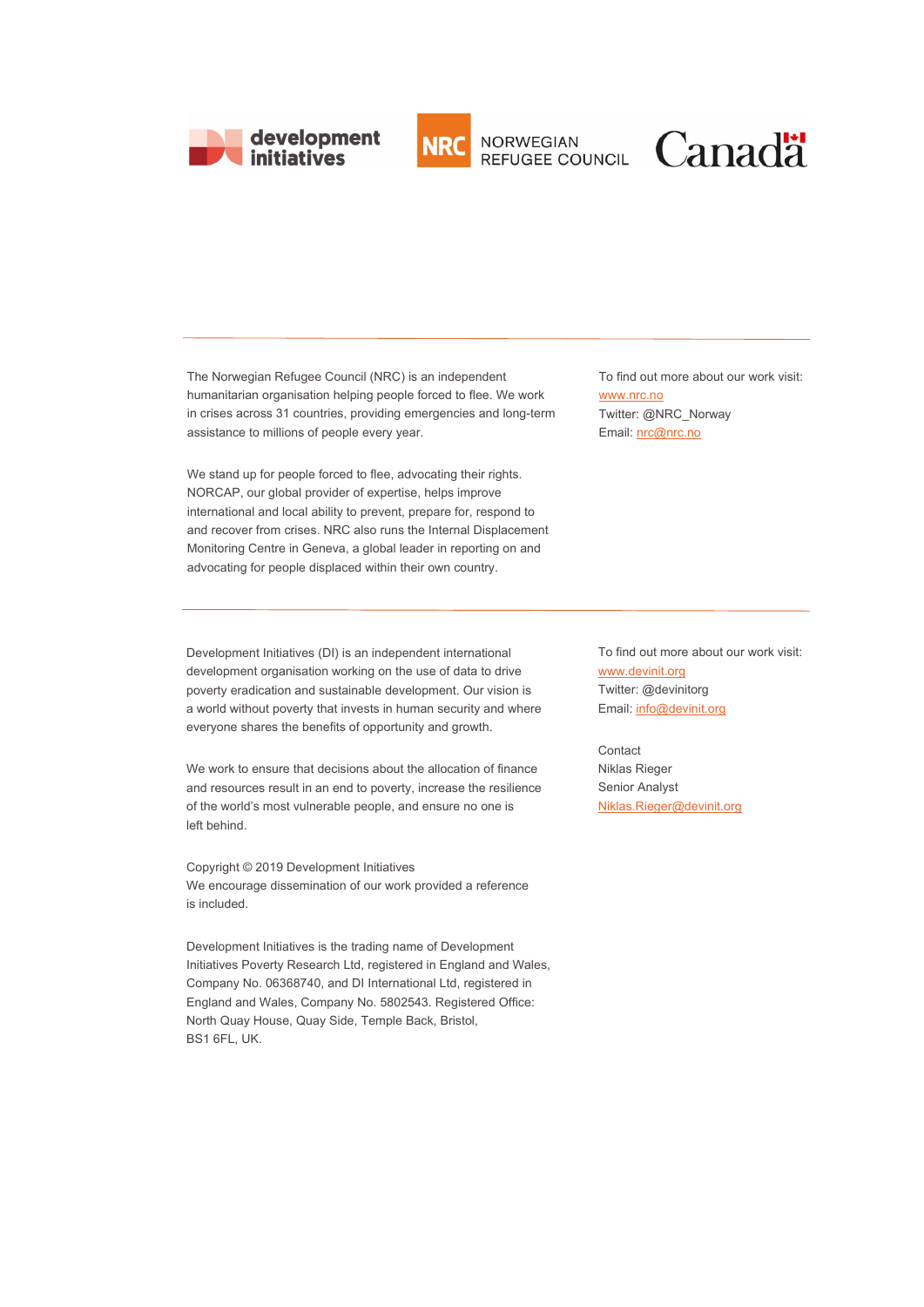development initiatives | NRC NORWEGIAN REFUGEE COUNCIL | Canada

---

The Norwegian Refugee Council (NRC) is an independent humanitarian organisation helping people forced to flee. We work in crises across 31 countries, providing emergencies and long-term assistance to millions of people every year.

We stand up for people forced to flee, advocating their rights. NORCAP, our global provider of expertise, helps improve international and local ability to prevent, prepare for, respond to and recover from crises. NRC also runs the Internal Displacement Monitoring Centre in Geneva, a global leader in reporting on and advocating for people displaced within their own country.

To find out more about our work visit:
www.nrc.no
Twitter: @NRC_Norway
Email: nrc@nrc.no

---

Development Initiatives (DI) is an independent international development organisation working on the use of data to drive poverty eradication and sustainable development. Our vision is a world without poverty that invests in human security and where everyone shares the benefits of opportunity and growth.

We work to ensure that decisions about the allocation of finance and resources result in an end to poverty, increase the resilience of the world's most vulnerable people, and ensure no one is left behind.

Copyright © 2019 Development Initiatives
We encourage dissemination of our work provided a reference is included.

Development Initiatives is the trading name of Development Initiatives Poverty Research Ltd, registered in England and Wales, Company No. 06368740, and DI International Ltd, registered in England and Wales, Company No. 5802543. Registered Office: North Quay House, Quay Side, Temple Back, Bristol, BS1 6FL, UK.

To find out more about our work visit:
www.devinit.org
Twitter: @devinitorg
Email: info@devinit.org

Contact
Niklas Rieger
Senior Analyst
Niklas.Rieger@devinit.org